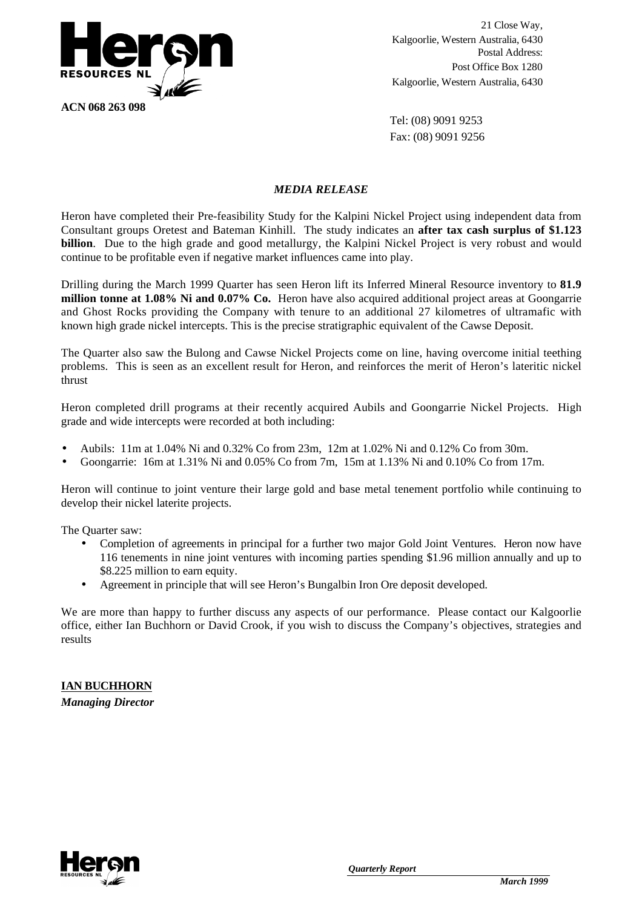**Heron RESOURCES NL**

21 Close Way,
Kalgoorlie, Western Australia, 6430
Postal Address:
Post Office Box 1280
Kalgoorlie, Western Australia, 6430

**ACN 068 263 098**

Tel: (08) 9091 9253
Fax: (08) 9091 9256

## *MEDIA RELEASE*

Heron have completed their Pre-feasibility Study for the Kalpini Nickel Project using independent data from Consultant groups Oretest and Bateman Kinhill. The study indicates an **after tax cash surplus of $1.123 billion**. Due to the high grade and good metallurgy, the Kalpini Nickel Project is very robust and would continue to be profitable even if negative market influences came into play.

Drilling during the March 1999 Quarter has seen Heron lift its Inferred Mineral Resource inventory to **81.9 million tonne at 1.08% Ni and 0.07% Co.** Heron have also acquired additional project areas at Goongarrie and Ghost Rocks providing the Company with tenure to an additional 27 kilometres of ultramafic with known high grade nickel intercepts. This is the precise stratigraphic equivalent of the Cawse Deposit.

The Quarter also saw the Bulong and Cawse Nickel Projects come on line, having overcome initial teething problems. This is seen as an excellent result for Heron, and reinforces the merit of Heron's lateritic nickel thrust

Heron completed drill programs at their recently acquired Aubils and Goongarrie Nickel Projects. High grade and wide intercepts were recorded at both including:

- Aubils: 11m at 1.04% Ni and 0.32% Co from 23m, 12m at 1.02% Ni and 0.12% Co from 30m.
- Goongarrie: 16m at 1.31% Ni and 0.05% Co from 7m, 15m at 1.13% Ni and 0.10% Co from 17m.

Heron will continue to joint venture their large gold and base metal tenement portfolio while continuing to develop their nickel laterite projects.

The Quarter saw:

- Completion of agreements in principal for a further two major Gold Joint Ventures. Heron now have 116 tenements in nine joint ventures with incoming parties spending $1.96 million annually and up to $8.225 million to earn equity.
- Agreement in principle that will see Heron's Bungalbin Iron Ore deposit developed.

We are more than happy to further discuss any aspects of our performance. Please contact our Kalgoorlie office, either Ian Buchhorn or David Crook, if you wish to discuss the Company's objectives, strategies and results

**IAN BUCHHORN**
***Managing Director***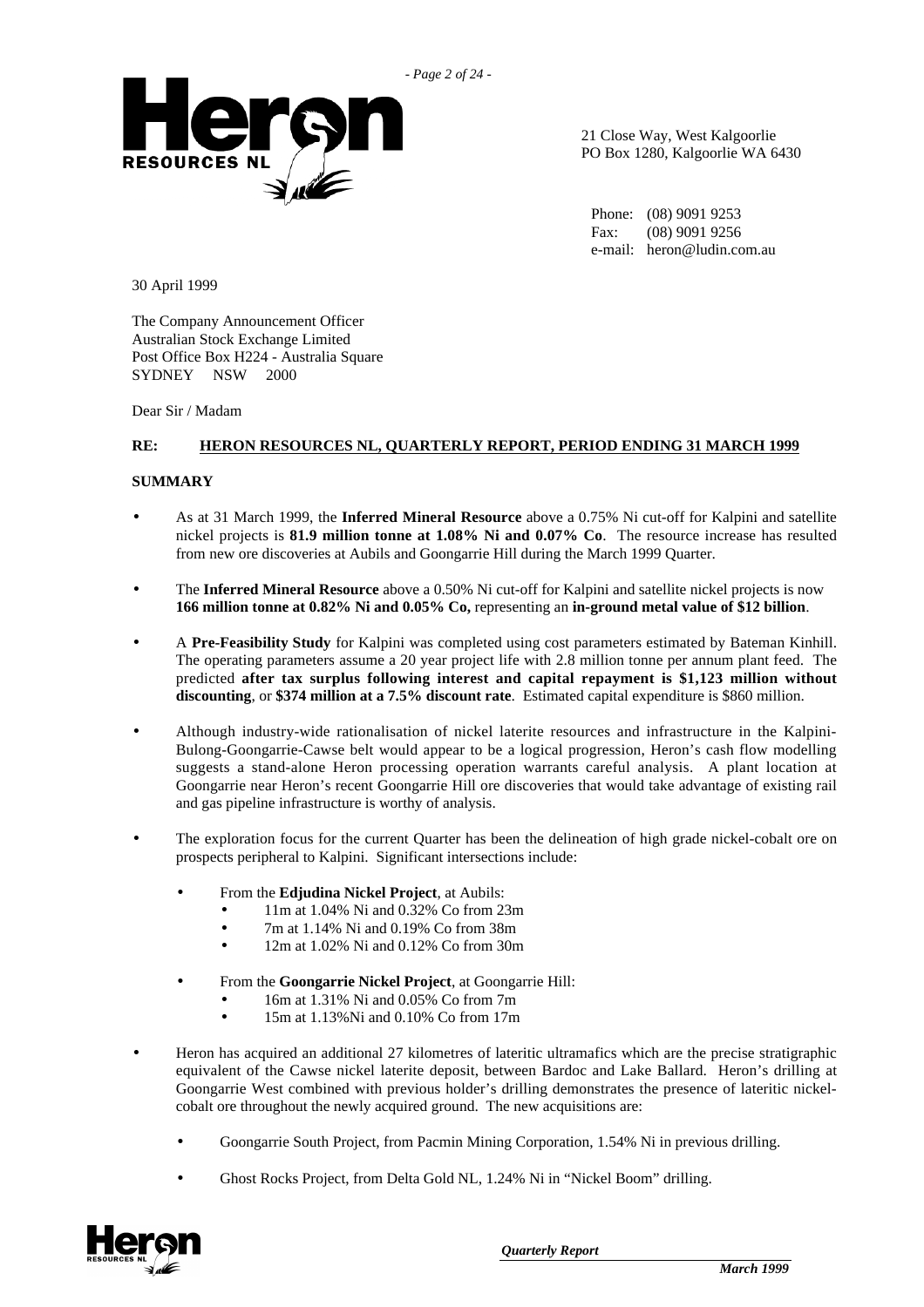21 Close Way, West Kalgoorlie
PO Box 1280, Kalgoorlie WA 6430

Phone: (08) 9091 9253
Fax: (08) 9091 9256
e-mail: heron@ludin.com.au

30 April 1999

The Company Announcement Officer
Australian Stock Exchange Limited
Post Office Box H224 - Australia Square
SYDNEY NSW 2000

Dear Sir / Madam

**RE: HERON RESOURCES NL, QUARTERLY REPORT, PERIOD ENDING 31 MARCH 1999**

**SUMMARY**

- As at 31 March 1999, the **Inferred Mineral Resource** above a 0.75% Ni cut-off for Kalpini and satellite nickel projects is **81.9 million tonne at 1.08% Ni and 0.07% Co**. The resource increase has resulted from new ore discoveries at Aubils and Goongarrie Hill during the March 1999 Quarter.
- The **Inferred Mineral Resource** above a 0.50% Ni cut-off for Kalpini and satellite nickel projects is now **166 million tonne at 0.82% Ni and 0.05% Co,** representing an **in-ground metal value of $12 billion**.
- A **Pre-Feasibility Study** for Kalpini was completed using cost parameters estimated by Bateman Kinhill. The operating parameters assume a 20 year project life with 2.8 million tonne per annum plant feed. The predicted **after tax surplus following interest and capital repayment is $1,123 million without discounting**, or **$374 million at a 7.5% discount rate**. Estimated capital expenditure is $860 million.
- Although industry-wide rationalisation of nickel laterite resources and infrastructure in the Kalpini-Bulong-Goongarrie-Cawse belt would appear to be a logical progression, Heron's cash flow modelling suggests a stand-alone Heron processing operation warrants careful analysis. A plant location at Goongarrie near Heron's recent Goongarrie Hill ore discoveries that would take advantage of existing rail and gas pipeline infrastructure is worthy of analysis.
- The exploration focus for the current Quarter has been the delineation of high grade nickel-cobalt ore on prospects peripheral to Kalpini. Significant intersections include:
  - From the **Edjudina Nickel Project**, at Aubils:
    - 11m at 1.04% Ni and 0.32% Co from 23m
    - 7m at 1.14% Ni and 0.19% Co from 38m
    - 12m at 1.02% Ni and 0.12% Co from 30m
  - From the **Goongarrie Nickel Project**, at Goongarrie Hill:
    - 16m at 1.31% Ni and 0.05% Co from 7m
    - 15m at 1.13%Ni and 0.10% Co from 17m
- Heron has acquired an additional 27 kilometres of lateritic ultramafics which are the precise stratigraphic equivalent of the Cawse nickel laterite deposit, between Bardoc and Lake Ballard. Heron's drilling at Goongarrie West combined with previous holder's drilling demonstrates the presence of lateritic nickel-cobalt ore throughout the newly acquired ground. The new acquisitions are:
  - Goongarrie South Project, from Pacmin Mining Corporation, 1.54% Ni in previous drilling.
  - Ghost Rocks Project, from Delta Gold NL, 1.24% Ni in "Nickel Boom" drilling.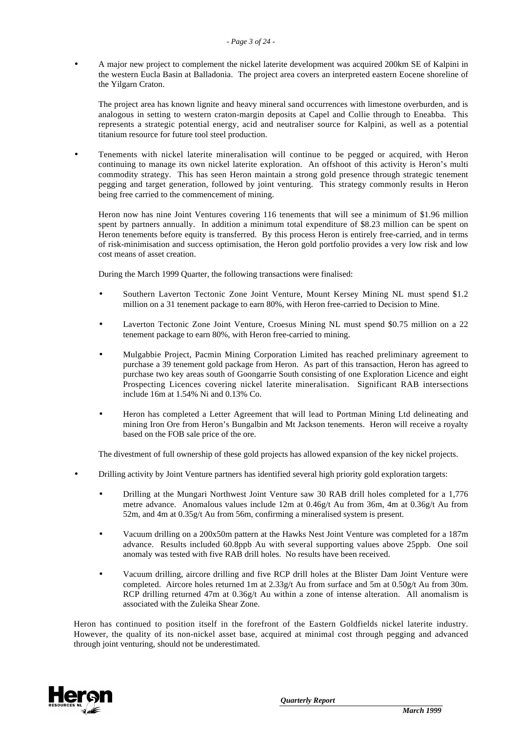- A major new project to complement the nickel laterite development was acquired 200km SE of Kalpini in the western Eucla Basin at Balladonia. The project area covers an interpreted eastern Eocene shoreline of the Yilgarn Craton.

  The project area has known lignite and heavy mineral sand occurrences with limestone overburden, and is analogous in setting to western craton-margin deposits at Capel and Collie through to Eneabba. This represents a strategic potential energy, acid and neutraliser source for Kalpini, as well as a potential titanium resource for future tool steel production.

- Tenements with nickel laterite mineralisation will continue to be pegged or acquired, with Heron continuing to manage its own nickel laterite exploration. An offshoot of this activity is Heron's multi commodity strategy. This has seen Heron maintain a strong gold presence through strategic tenement pegging and target generation, followed by joint venturing. This strategy commonly results in Heron being free carried to the commencement of mining.

  Heron now has nine Joint Ventures covering 116 tenements that will see a minimum of $1.96 million spent by partners annually. In addition a minimum total expenditure of $8.23 million can be spent on Heron tenements before equity is transferred. By this process Heron is entirely free-carried, and in terms of risk-minimisation and success optimisation, the Heron gold portfolio provides a very low risk and low cost means of asset creation.

  During the March 1999 Quarter, the following transactions were finalised:

  - Southern Laverton Tectonic Zone Joint Venture, Mount Kersey Mining NL must spend $1.2 million on a 31 tenement package to earn 80%, with Heron free-carried to Decision to Mine.
  - Laverton Tectonic Zone Joint Venture, Croesus Mining NL must spend $0.75 million on a 22 tenement package to earn 80%, with Heron free-carried to mining.
  - Mulgabbie Project, Pacmin Mining Corporation Limited has reached preliminary agreement to purchase a 39 tenement gold package from Heron. As part of this transaction, Heron has agreed to purchase two key areas south of Goongarrie South consisting of one Exploration Licence and eight Prospecting Licences covering nickel laterite mineralisation. Significant RAB intersections include 16m at 1.54% Ni and 0.13% Co.
  - Heron has completed a Letter Agreement that will lead to Portman Mining Ltd delineating and mining Iron Ore from Heron's Bungalbin and Mt Jackson tenements. Heron will receive a royalty based on the FOB sale price of the ore.

  The divestment of full ownership of these gold projects has allowed expansion of the key nickel projects.

- Drilling activity by Joint Venture partners has identified several high priority gold exploration targets:

  - Drilling at the Mungari Northwest Joint Venture saw 30 RAB drill holes completed for a 1,776 metre advance. Anomalous values include 12m at 0.46g/t Au from 36m, 4m at 0.36g/t Au from 52m, and 4m at 0.35g/t Au from 56m, confirming a mineralised system is present.
  - Vacuum drilling on a 200x50m pattern at the Hawks Nest Joint Venture was completed for a 187m advance. Results included 60.8ppb Au with several supporting values above 25ppb. One soil anomaly was tested with five RAB drill holes. No results have been received.
  - Vacuum drilling, aircore drilling and five RCP drill holes at the Blister Dam Joint Venture were completed. Aircore holes returned 1m at 2.33g/t Au from surface and 5m at 0.50g/t Au from 30m. RCP drilling returned 47m at 0.36g/t Au within a zone of intense alteration. All anomalism is associated with the Zuleika Shear Zone.

Heron has continued to position itself in the forefront of the Eastern Goldfields nickel laterite industry. However, the quality of its non-nickel asset base, acquired at minimal cost through pegging and advanced through joint venturing, should not be underestimated.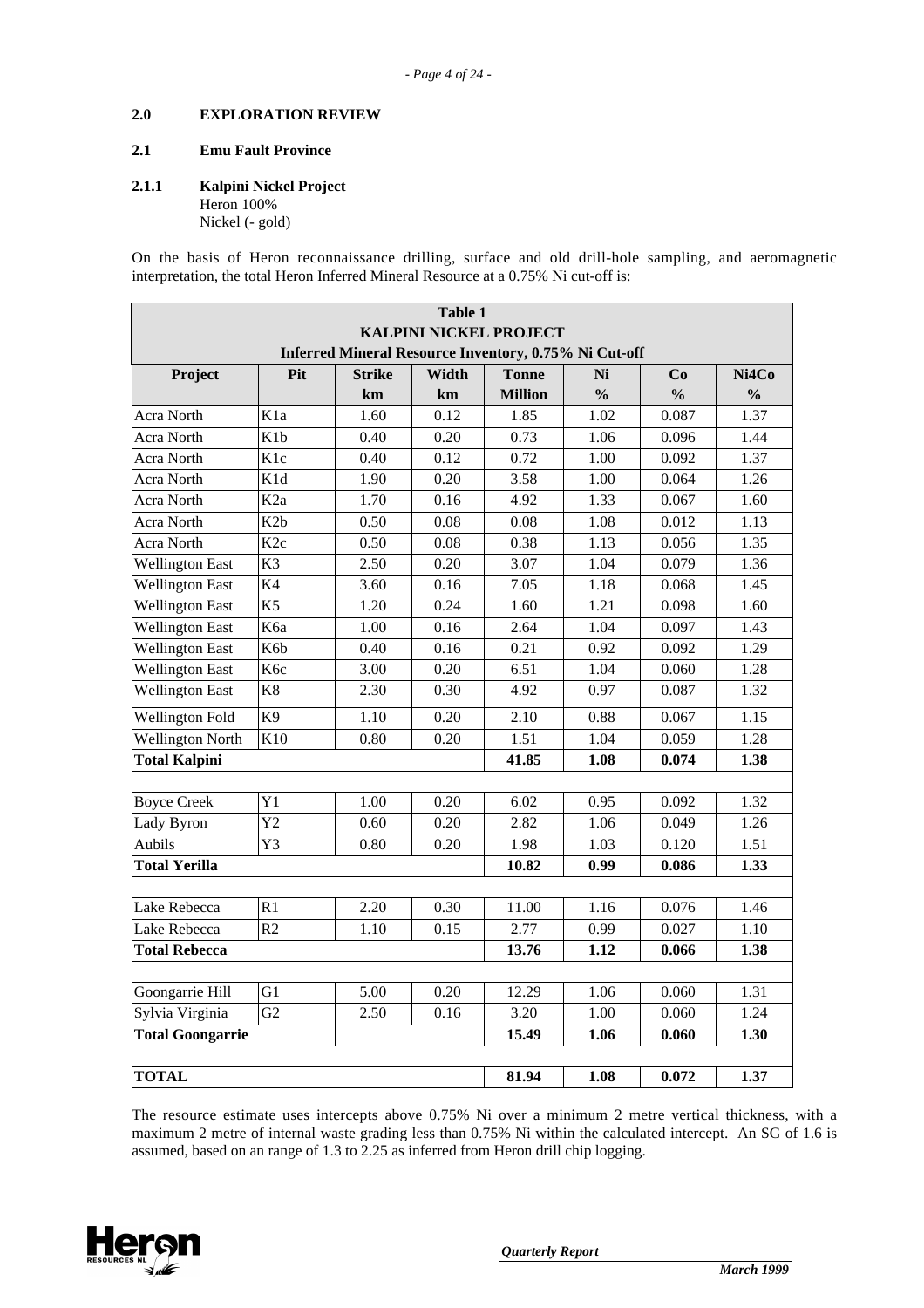## 2.0 EXPLORATION REVIEW

### 2.1 Emu Fault Province

#### 2.1.1 Kalpini Nickel Project

Heron 100%
Nickel (- gold)

On the basis of Heron reconnaissance drilling, surface and old drill-hole sampling, and aeromagnetic interpretation, the total Heron Inferred Mineral Resource at a 0.75% Ni cut-off is:

**Table 1**
**KALPINI NICKEL PROJECT**
**Inferred Mineral Resource Inventory, 0.75% Ni Cut-off**

| Project | Pit | Strike km | Width km | Tonne Million | Ni % | Co % | Ni4Co % |
|---|---|---|---|---|---|---|---|
| Acra North | K1a | 1.60 | 0.12 | 1.85 | 1.02 | 0.087 | 1.37 |
| Acra North | K1b | 0.40 | 0.20 | 0.73 | 1.06 | 0.096 | 1.44 |
| Acra North | K1c | 0.40 | 0.12 | 0.72 | 1.00 | 0.092 | 1.37 |
| Acra North | K1d | 1.90 | 0.20 | 3.58 | 1.00 | 0.064 | 1.26 |
| Acra North | K2a | 1.70 | 0.16 | 4.92 | 1.33 | 0.067 | 1.60 |
| Acra North | K2b | 0.50 | 0.08 | 0.08 | 1.08 | 0.012 | 1.13 |
| Acra North | K2c | 0.50 | 0.08 | 0.38 | 1.13 | 0.056 | 1.35 |
| Wellington East | K3 | 2.50 | 0.20 | 3.07 | 1.04 | 0.079 | 1.36 |
| Wellington East | K4 | 3.60 | 0.16 | 7.05 | 1.18 | 0.068 | 1.45 |
| Wellington East | K5 | 1.20 | 0.24 | 1.60 | 1.21 | 0.098 | 1.60 |
| Wellington East | K6a | 1.00 | 0.16 | 2.64 | 1.04 | 0.097 | 1.43 |
| Wellington East | K6b | 0.40 | 0.16 | 0.21 | 0.92 | 0.092 | 1.29 |
| Wellington East | K6c | 3.00 | 0.20 | 6.51 | 1.04 | 0.060 | 1.28 |
| Wellington East | K8 | 2.30 | 0.30 | 4.92 | 0.97 | 0.087 | 1.32 |
| Wellington Fold | K9 | 1.10 | 0.20 | 2.10 | 0.88 | 0.067 | 1.15 |
| Wellington North | K10 | 0.80 | 0.20 | 1.51 | 1.04 | 0.059 | 1.28 |
| **Total Kalpini** | | | | **41.85** | **1.08** | **0.074** | **1.38** |
| | | | | | | | |
| Boyce Creek | Y1 | 1.00 | 0.20 | 6.02 | 0.95 | 0.092 | 1.32 |
| Lady Byron | Y2 | 0.60 | 0.20 | 2.82 | 1.06 | 0.049 | 1.26 |
| Aubils | Y3 | 0.80 | 0.20 | 1.98 | 1.03 | 0.120 | 1.51 |
| **Total Yerilla** | | | | **10.82** | **0.99** | **0.086** | **1.33** |
| | | | | | | | |
| Lake Rebecca | R1 | 2.20 | 0.30 | 11.00 | 1.16 | 0.076 | 1.46 |
| Lake Rebecca | R2 | 1.10 | 0.15 | 2.77 | 0.99 | 0.027 | 1.10 |
| **Total Rebecca** | | | | **13.76** | **1.12** | **0.066** | **1.38** |
| | | | | | | | |
| Goongarrie Hill | G1 | 5.00 | 0.20 | 12.29 | 1.06 | 0.060 | 1.31 |
| Sylvia Virginia | G2 | 2.50 | 0.16 | 3.20 | 1.00 | 0.060 | 1.24 |
| **Total Goongarrie** | | | | **15.49** | **1.06** | **0.060** | **1.30** |
| | | | | | | | |
| **TOTAL** | | | | **81.94** | **1.08** | **0.072** | **1.37** |

The resource estimate uses intercepts above 0.75% Ni over a minimum 2 metre vertical thickness, with a maximum 2 metre of internal waste grading less than 0.75% Ni within the calculated intercept. An SG of 1.6 is assumed, based on an range of 1.3 to 2.25 as inferred from Heron drill chip logging.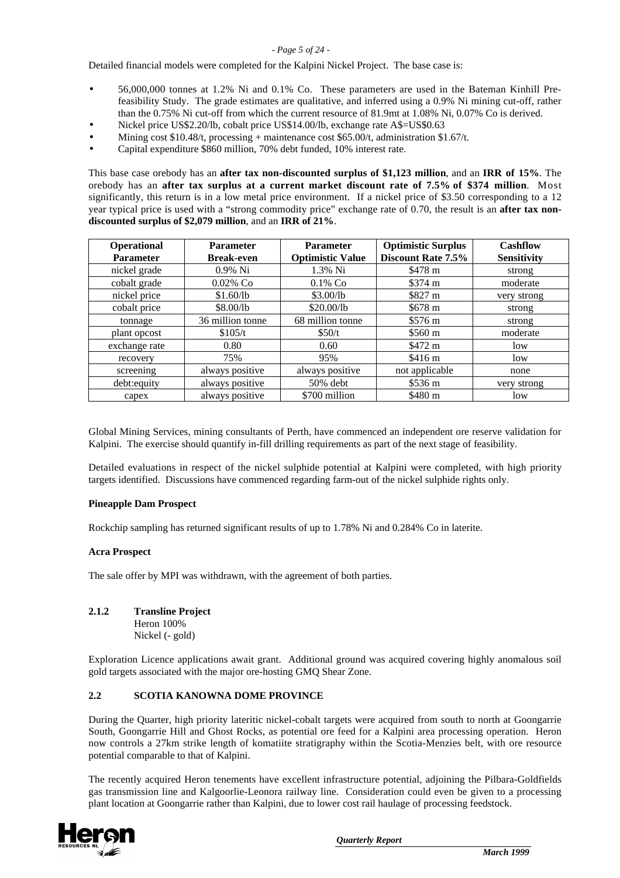Detailed financial models were completed for the Kalpini Nickel Project. The base case is:

- 56,000,000 tonnes at 1.2% Ni and 0.1% Co. These parameters are used in the Bateman Kinhill Pre-feasibility Study. The grade estimates are qualitative, and inferred using a 0.9% Ni mining cut-off, rather than the 0.75% Ni cut-off from which the current resource of 81.9mt at 1.08% Ni, 0.07% Co is derived.
- Nickel price US$2.20/lb, cobalt price US$14.00/lb, exchange rate A$=US$0.63
- Mining cost $10.48/t, processing + maintenance cost $65.00/t, administration $1.67/t.
- Capital expenditure $860 million, 70% debt funded, 10% interest rate.

This base case orebody has an **after tax non-discounted surplus of $1,123 million**, and an **IRR of 15%**. The orebody has an **after tax surplus at a current market discount rate of 7.5% of $374 million**. Most significantly, this return is in a low metal price environment. If a nickel price of $3.50 corresponding to a 12 year typical price is used with a "strong commodity price" exchange rate of 0.70, the result is an **after tax non-discounted surplus of $2,079 million**, and an **IRR of 21%**.

| Operational Parameter | Parameter Break-even | Parameter Optimistic Value | Optimistic Surplus Discount Rate 7.5% | Cashflow Sensitivity |
|---|---|---|---|---|
| nickel grade | 0.9% Ni | 1.3% Ni | $478 m | strong |
| cobalt grade | 0.02% Co | 0.1% Co | $374 m | moderate |
| nickel price | $1.60/lb | $3.00/lb | $827 m | very strong |
| cobalt price | $8.00/lb | $20.00/lb | $678 m | strong |
| tonnage | 36 million tonne | 68 million tonne | $576 m | strong |
| plant opcost | $105/t | $50/t | $560 m | moderate |
| exchange rate | 0.80 | 0.60 | $472 m | low |
| recovery | 75% | 95% | $416 m | low |
| screening | always positive | always positive | not applicable | none |
| debt:equity | always positive | 50% debt | $536 m | very strong |
| capex | always positive | $700 million | $480 m | low |

Global Mining Services, mining consultants of Perth, have commenced an independent ore reserve validation for Kalpini. The exercise should quantify in-fill drilling requirements as part of the next stage of feasibility.

Detailed evaluations in respect of the nickel sulphide potential at Kalpini were completed, with high priority targets identified. Discussions have commenced regarding farm-out of the nickel sulphide rights only.

**Pineapple Dam Prospect**

Rockchip sampling has returned significant results of up to 1.78% Ni and 0.284% Co in laterite.

**Acra Prospect**

The sale offer by MPI was withdrawn, with the agreement of both parties.

### 2.1.2 Transline Project

Heron 100%
Nickel (- gold)

Exploration Licence applications await grant. Additional ground was acquired covering highly anomalous soil gold targets associated with the major ore-hosting GMQ Shear Zone.

## 2.2 SCOTIA KANOWNA DOME PROVINCE

During the Quarter, high priority lateritic nickel-cobalt targets were acquired from south to north at Goongarrie South, Goongarrie Hill and Ghost Rocks, as potential ore feed for a Kalpini area processing operation. Heron now controls a 27km strike length of komatiite stratigraphy within the Scotia-Menzies belt, with ore resource potential comparable to that of Kalpini.

The recently acquired Heron tenements have excellent infrastructure potential, adjoining the Pilbara-Goldfields gas transmission line and Kalgoorlie-Leonora railway line. Consideration could even be given to a processing plant location at Goongarrie rather than Kalpini, due to lower cost rail haulage of processing feedstock.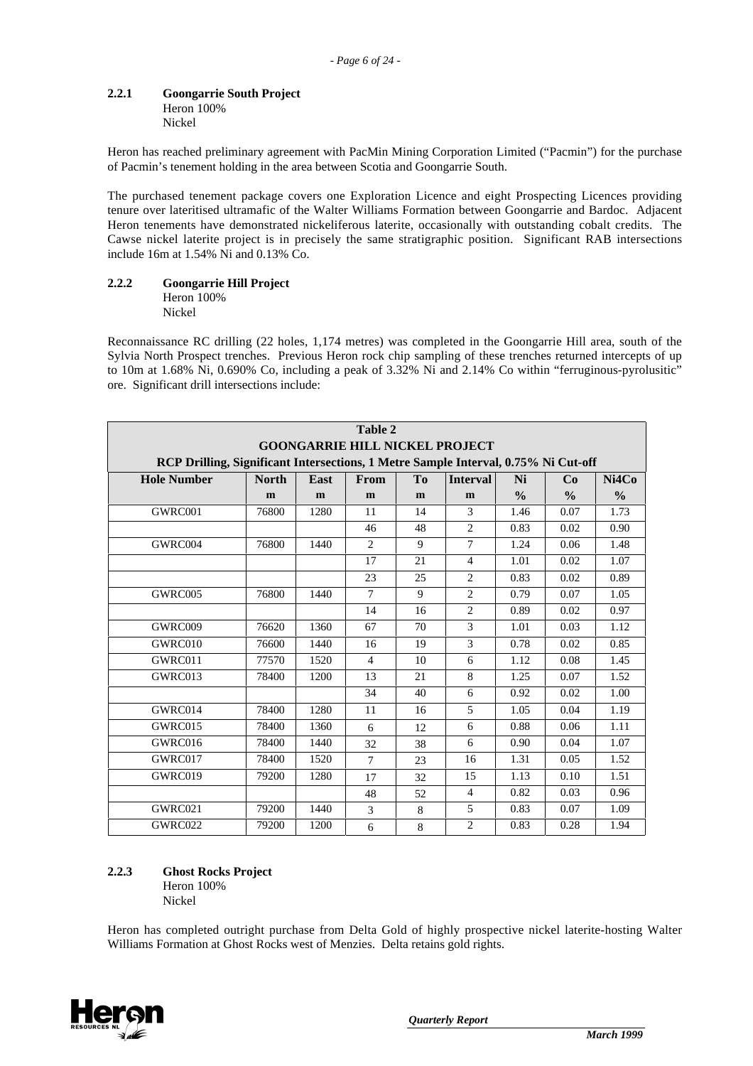### 2.2.1 Goongarrie South Project

Heron 100%
Nickel

Heron has reached preliminary agreement with PacMin Mining Corporation Limited ("Pacmin") for the purchase of Pacmin's tenement holding in the area between Scotia and Goongarrie South.

The purchased tenement package covers one Exploration Licence and eight Prospecting Licences providing tenure over lateritised ultramafic of the Walter Williams Formation between Goongarrie and Bardoc. Adjacent Heron tenements have demonstrated nickeliferous laterite, occasionally with outstanding cobalt credits. The Cawse nickel laterite project is in precisely the same stratigraphic position. Significant RAB intersections include 16m at 1.54% Ni and 0.13% Co.

### 2.2.2 Goongarrie Hill Project

Heron 100%
Nickel

Reconnaissance RC drilling (22 holes, 1,174 metres) was completed in the Goongarrie Hill area, south of the Sylvia North Prospect trenches. Previous Heron rock chip sampling of these trenches returned intercepts of up to 10m at 1.68% Ni, 0.690% Co, including a peak of 3.32% Ni and 2.14% Co within "ferruginous-pyrolusitic" ore. Significant drill intersections include:

**Table 2**
**GOONGARRIE HILL NICKEL PROJECT**
**RCP Drilling, Significant Intersections, 1 Metre Sample Interval, 0.75% Ni Cut-off**

| Hole Number | North m | East m | From m | To m | Interval m | Ni % | Co % | Ni4Co % |
|---|---|---|---|---|---|---|---|---|
| GWRC001 | 76800 | 1280 | 11 | 14 | 3 | 1.46 | 0.07 | 1.73 |
| | | | 46 | 48 | 2 | 0.83 | 0.02 | 0.90 |
| GWRC004 | 76800 | 1440 | 2 | 9 | 7 | 1.24 | 0.06 | 1.48 |
| | | | 17 | 21 | 4 | 1.01 | 0.02 | 1.07 |
| | | | 23 | 25 | 2 | 0.83 | 0.02 | 0.89 |
| GWRC005 | 76800 | 1440 | 7 | 9 | 2 | 0.79 | 0.07 | 1.05 |
| | | | 14 | 16 | 2 | 0.89 | 0.02 | 0.97 |
| GWRC009 | 76620 | 1360 | 67 | 70 | 3 | 1.01 | 0.03 | 1.12 |
| GWRC010 | 76600 | 1440 | 16 | 19 | 3 | 0.78 | 0.02 | 0.85 |
| GWRC011 | 77570 | 1520 | 4 | 10 | 6 | 1.12 | 0.08 | 1.45 |
| GWRC013 | 78400 | 1200 | 13 | 21 | 8 | 1.25 | 0.07 | 1.52 |
| | | | 34 | 40 | 6 | 0.92 | 0.02 | 1.00 |
| GWRC014 | 78400 | 1280 | 11 | 16 | 5 | 1.05 | 0.04 | 1.19 |
| GWRC015 | 78400 | 1360 | 6 | 12 | 6 | 0.88 | 0.06 | 1.11 |
| GWRC016 | 78400 | 1440 | 32 | 38 | 6 | 0.90 | 0.04 | 1.07 |
| GWRC017 | 78400 | 1520 | 7 | 23 | 16 | 1.31 | 0.05 | 1.52 |
| GWRC019 | 79200 | 1280 | 17 | 32 | 15 | 1.13 | 0.10 | 1.51 |
| | | | 48 | 52 | 4 | 0.82 | 0.03 | 0.96 |
| GWRC021 | 79200 | 1440 | 3 | 8 | 5 | 0.83 | 0.07 | 1.09 |
| GWRC022 | 79200 | 1200 | 6 | 8 | 2 | 0.83 | 0.28 | 1.94 |

### 2.2.3 Ghost Rocks Project

Heron 100%
Nickel

Heron has completed outright purchase from Delta Gold of highly prospective nickel laterite-hosting Walter Williams Formation at Ghost Rocks west of Menzies. Delta retains gold rights.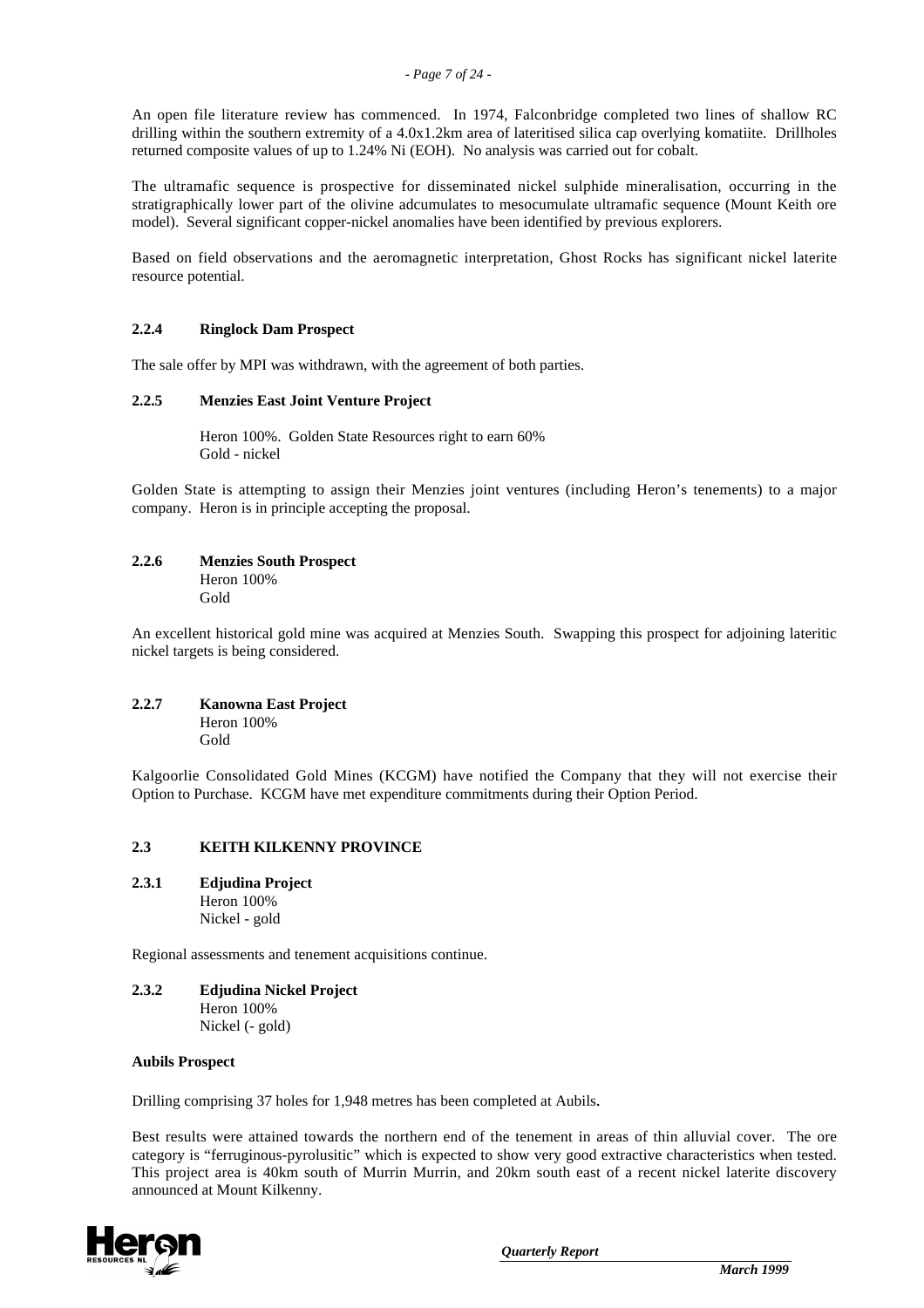An open file literature review has commenced. In 1974, Falconbridge completed two lines of shallow RC drilling within the southern extremity of a 4.0x1.2km area of lateritised silica cap overlying komatiite. Drillholes returned composite values of up to 1.24% Ni (EOH). No analysis was carried out for cobalt.

The ultramafic sequence is prospective for disseminated nickel sulphide mineralisation, occurring in the stratigraphically lower part of the olivine adcumulates to mesocumulate ultramafic sequence (Mount Keith ore model). Several significant copper-nickel anomalies have been identified by previous explorers.

Based on field observations and the aeromagnetic interpretation, Ghost Rocks has significant nickel laterite resource potential.

#### 2.2.4 Ringlock Dam Prospect

The sale offer by MPI was withdrawn, with the agreement of both parties.

#### 2.2.5 Menzies East Joint Venture Project

Heron 100%. Golden State Resources right to earn 60%
Gold - nickel

Golden State is attempting to assign their Menzies joint ventures (including Heron's tenements) to a major company. Heron is in principle accepting the proposal.

#### 2.2.6 Menzies South Prospect

Heron 100%
Gold

An excellent historical gold mine was acquired at Menzies South. Swapping this prospect for adjoining lateritic nickel targets is being considered.

#### 2.2.7 Kanowna East Project

Heron 100%
Gold

Kalgoorlie Consolidated Gold Mines (KCGM) have notified the Company that they will not exercise their Option to Purchase. KCGM have met expenditure commitments during their Option Period.

### 2.3 KEITH KILKENNY PROVINCE

#### 2.3.1 Edjudina Project

Heron 100%
Nickel - gold

Regional assessments and tenement acquisitions continue.

#### 2.3.2 Edjudina Nickel Project

Heron 100%
Nickel (- gold)

**Aubils Prospect**

Drilling comprising 37 holes for 1,948 metres has been completed at Aubils.

Best results were attained towards the northern end of the tenement in areas of thin alluvial cover. The ore category is "ferruginous-pyrolusitic" which is expected to show very good extractive characteristics when tested. This project area is 40km south of Murrin Murrin, and 20km south east of a recent nickel laterite discovery announced at Mount Kilkenny.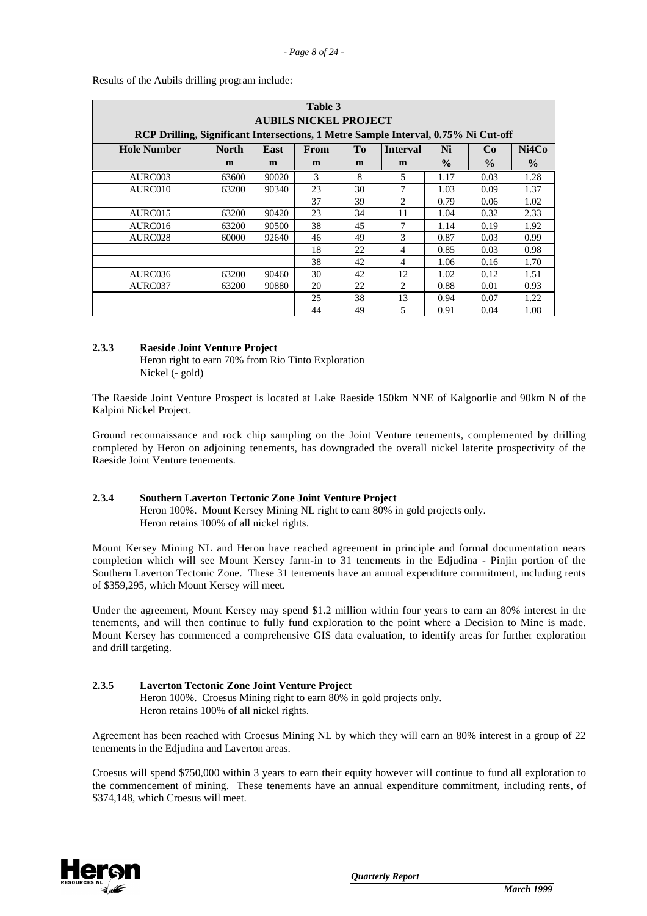Results of the Aubils drilling program include:

| Table 3 AUBILS NICKEL PROJECT RCP Drilling, Significant Intersections, 1 Metre Sample Interval, 0.75% Ni Cut-off | | | | | | | | |
|---|---|---|---|---|---|---|---|---|
| **Hole Number** | **North** | **East** | **From** | **To** | **Interval** | **Ni** | **Co** | **Ni4Co** |
| | **m** | **m** | **m** | **m** | **m** | **%** | **%** | **%** |
| AURC003 | 63600 | 90020 | 3 | 8 | 5 | 1.17 | 0.03 | 1.28 |
| AURC010 | 63200 | 90340 | 23 | 30 | 7 | 1.03 | 0.09 | 1.37 |
| | | | 37 | 39 | 2 | 0.79 | 0.06 | 1.02 |
| AURC015 | 63200 | 90420 | 23 | 34 | 11 | 1.04 | 0.32 | 2.33 |
| AURC016 | 63200 | 90500 | 38 | 45 | 7 | 1.14 | 0.19 | 1.92 |
| AURC028 | 60000 | 92640 | 46 | 49 | 3 | 0.87 | 0.03 | 0.99 |
| | | | 18 | 22 | 4 | 0.85 | 0.03 | 0.98 |
| | | | 38 | 42 | 4 | 1.06 | 0.16 | 1.70 |
| AURC036 | 63200 | 90460 | 30 | 42 | 12 | 1.02 | 0.12 | 1.51 |
| AURC037 | 63200 | 90880 | 20 | 22 | 2 | 0.88 | 0.01 | 0.93 |
| | | | 25 | 38 | 13 | 0.94 | 0.07 | 1.22 |
| | | | 44 | 49 | 5 | 0.91 | 0.04 | 1.08 |

### 2.3.3 Raeside Joint Venture Project

Heron right to earn 70% from Rio Tinto Exploration
Nickel (- gold)

The Raeside Joint Venture Prospect is located at Lake Raeside 150km NNE of Kalgoorlie and 90km N of the Kalpini Nickel Project.

Ground reconnaissance and rock chip sampling on the Joint Venture tenements, complemented by drilling completed by Heron on adjoining tenements, has downgraded the overall nickel laterite prospectivity of the Raeside Joint Venture tenements.

### 2.3.4 Southern Laverton Tectonic Zone Joint Venture Project

Heron 100%. Mount Kersey Mining NL right to earn 80% in gold projects only.
Heron retains 100% of all nickel rights.

Mount Kersey Mining NL and Heron have reached agreement in principle and formal documentation nears completion which will see Mount Kersey farm-in to 31 tenements in the Edjudina - Pinjin portion of the Southern Laverton Tectonic Zone. These 31 tenements have an annual expenditure commitment, including rents of $359,295, which Mount Kersey will meet.

Under the agreement, Mount Kersey may spend $1.2 million within four years to earn an 80% interest in the tenements, and will then continue to fully fund exploration to the point where a Decision to Mine is made. Mount Kersey has commenced a comprehensive GIS data evaluation, to identify areas for further exploration and drill targeting.

### 2.3.5 Laverton Tectonic Zone Joint Venture Project

Heron 100%. Croesus Mining right to earn 80% in gold projects only.
Heron retains 100% of all nickel rights.

Agreement has been reached with Croesus Mining NL by which they will earn an 80% interest in a group of 22 tenements in the Edjudina and Laverton areas.

Croesus will spend $750,000 within 3 years to earn their equity however will continue to fund all exploration to the commencement of mining. These tenements have an annual expenditure commitment, including rents, of $374,148, which Croesus will meet.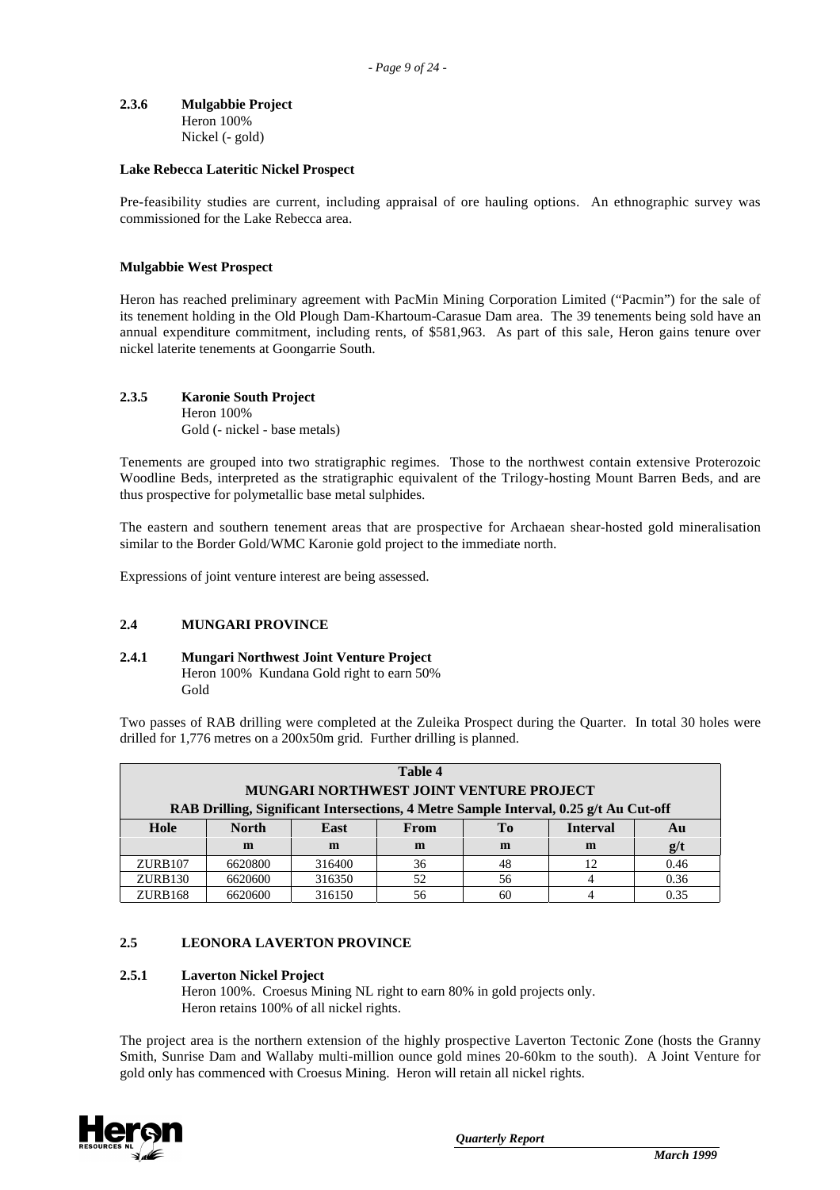#### 2.3.6 Mulgabbie Project

Heron 100%
Nickel (- gold)

**Lake Rebecca Lateritic Nickel Prospect**

Pre-feasibility studies are current, including appraisal of ore hauling options. An ethnographic survey was commissioned for the Lake Rebecca area.

**Mulgabbie West Prospect**

Heron has reached preliminary agreement with PacMin Mining Corporation Limited ("Pacmin") for the sale of its tenement holding in the Old Plough Dam-Khartoum-Carasue Dam area. The 39 tenements being sold have an annual expenditure commitment, including rents, of $581,963. As part of this sale, Heron gains tenure over nickel laterite tenements at Goongarrie South.

#### 2.3.5 Karonie South Project

Heron 100%
Gold (- nickel - base metals)

Tenements are grouped into two stratigraphic regimes. Those to the northwest contain extensive Proterozoic Woodline Beds, interpreted as the stratigraphic equivalent of the Trilogy-hosting Mount Barren Beds, and are thus prospective for polymetallic base metal sulphides.

The eastern and southern tenement areas that are prospective for Archaean shear-hosted gold mineralisation similar to the Border Gold/WMC Karonie gold project to the immediate north.

Expressions of joint venture interest are being assessed.

### 2.4 MUNGARI PROVINCE

#### 2.4.1 Mungari Northwest Joint Venture Project

Heron 100% Kundana Gold right to earn 50%
Gold

Two passes of RAB drilling were completed at the Zuleika Prospect during the Quarter. In total 30 holes were drilled for 1,776 metres on a 200x50m grid. Further drilling is planned.

**Table 4**
**MUNGARI NORTHWEST JOINT VENTURE PROJECT**
**RAB Drilling, Significant Intersections, 4 Metre Sample Interval, 0.25 g/t Au Cut-off**

| Hole | North | East | From | To | Interval | Au |
|---|---|---|---|---|---|---|
| | m | m | m | m | m | g/t |
| ZURB107 | 6620800 | 316400 | 36 | 48 | 12 | 0.46 |
| ZURB130 | 6620600 | 316350 | 52 | 56 | 4 | 0.36 |
| ZURB168 | 6620600 | 316150 | 56 | 60 | 4 | 0.35 |

### 2.5 LEONORA LAVERTON PROVINCE

#### 2.5.1 Laverton Nickel Project

Heron 100%. Croesus Mining NL right to earn 80% in gold projects only.
Heron retains 100% of all nickel rights.

The project area is the northern extension of the highly prospective Laverton Tectonic Zone (hosts the Granny Smith, Sunrise Dam and Wallaby multi-million ounce gold mines 20-60km to the south). A Joint Venture for gold only has commenced with Croesus Mining. Heron will retain all nickel rights.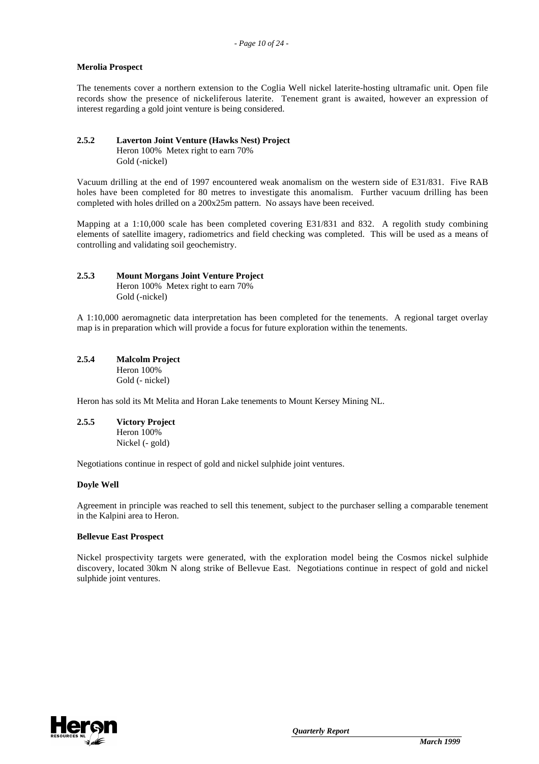**Merolia Prospect**

The tenements cover a northern extension to the Coglia Well nickel laterite-hosting ultramafic unit. Open file records show the presence of nickeliferous laterite. Tenement grant is awaited, however an expression of interest regarding a gold joint venture is being considered.

### 2.5.2 Laverton Joint Venture (Hawks Nest) Project

Heron 100% Metex right to earn 70%
Gold (-nickel)

Vacuum drilling at the end of 1997 encountered weak anomalism on the western side of E31/831. Five RAB holes have been completed for 80 metres to investigate this anomalism. Further vacuum drilling has been completed with holes drilled on a 200x25m pattern. No assays have been received.

Mapping at a 1:10,000 scale has been completed covering E31/831 and 832. A regolith study combining elements of satellite imagery, radiometrics and field checking was completed. This will be used as a means of controlling and validating soil geochemistry.

### 2.5.3 Mount Morgans Joint Venture Project

Heron 100% Metex right to earn 70%
Gold (-nickel)

A 1:10,000 aeromagnetic data interpretation has been completed for the tenements. A regional target overlay map is in preparation which will provide a focus for future exploration within the tenements.

### 2.5.4 Malcolm Project

Heron 100%
Gold (- nickel)

Heron has sold its Mt Melita and Horan Lake tenements to Mount Kersey Mining NL.

### 2.5.5 Victory Project

Heron 100%
Nickel (- gold)

Negotiations continue in respect of gold and nickel sulphide joint ventures.

**Doyle Well**

Agreement in principle was reached to sell this tenement, subject to the purchaser selling a comparable tenement in the Kalpini area to Heron.

**Bellevue East Prospect**

Nickel prospectivity targets were generated, with the exploration model being the Cosmos nickel sulphide discovery, located 30km N along strike of Bellevue East. Negotiations continue in respect of gold and nickel sulphide joint ventures.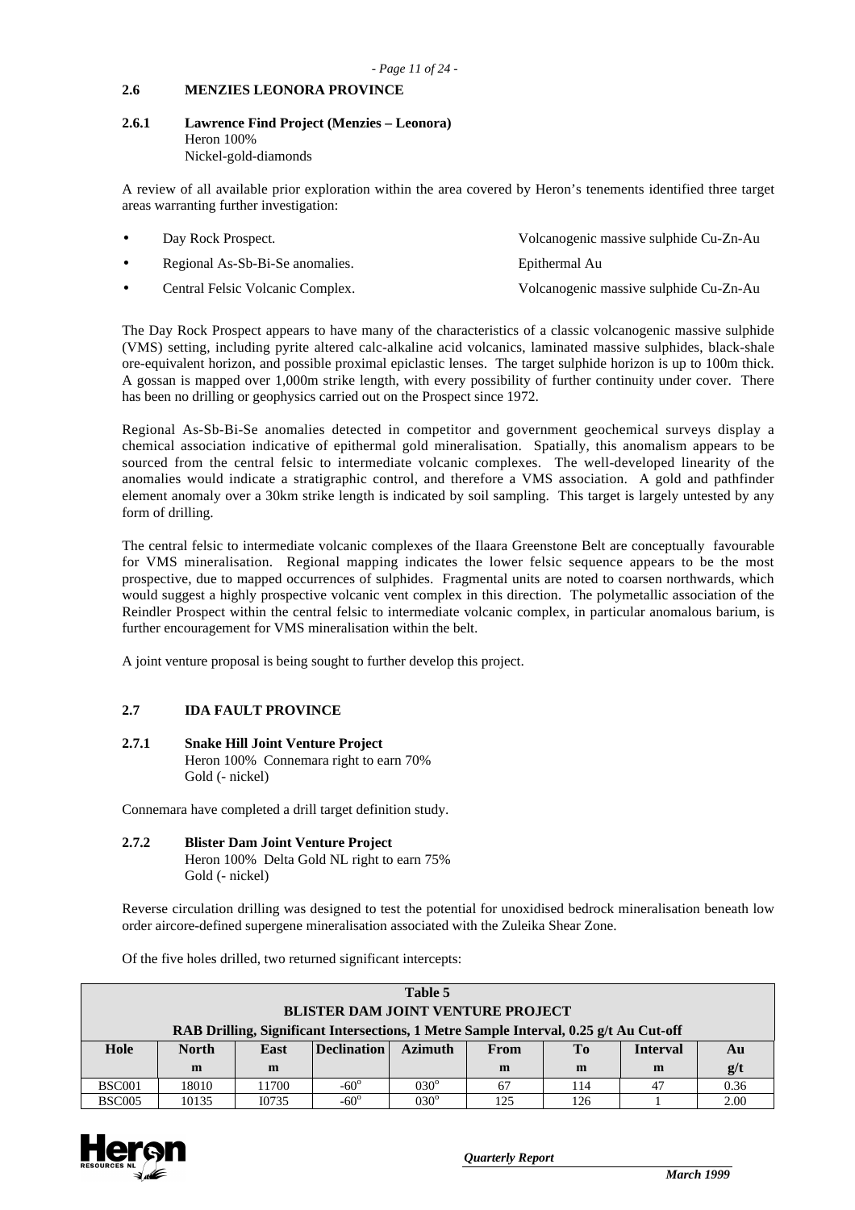## 2.6 MENZIES LEONORA PROVINCE

### 2.6.1 Lawrence Find Project (Menzies – Leonora)

Heron 100%
Nickel-gold-diamonds

A review of all available prior exploration within the area covered by Heron's tenements identified three target areas warranting further investigation:

- Day Rock Prospect. — Volcanogenic massive sulphide Cu-Zn-Au
- Regional As-Sb-Bi-Se anomalies. — Epithermal Au
- Central Felsic Volcanic Complex. — Volcanogenic massive sulphide Cu-Zn-Au

The Day Rock Prospect appears to have many of the characteristics of a classic volcanogenic massive sulphide (VMS) setting, including pyrite altered calc-alkaline acid volcanics, laminated massive sulphides, black-shale ore-equivalent horizon, and possible proximal epiclastic lenses. The target sulphide horizon is up to 100m thick. A gossan is mapped over 1,000m strike length, with every possibility of further continuity under cover. There has been no drilling or geophysics carried out on the Prospect since 1972.

Regional As-Sb-Bi-Se anomalies detected in competitor and government geochemical surveys display a chemical association indicative of epithermal gold mineralisation. Spatially, this anomalism appears to be sourced from the central felsic to intermediate volcanic complexes. The well-developed linearity of the anomalies would indicate a stratigraphic control, and therefore a VMS association. A gold and pathfinder element anomaly over a 30km strike length is indicated by soil sampling. This target is largely untested by any form of drilling.

The central felsic to intermediate volcanic complexes of the Ilaara Greenstone Belt are conceptually favourable for VMS mineralisation. Regional mapping indicates the lower felsic sequence appears to be the most prospective, due to mapped occurrences of sulphides. Fragmental units are noted to coarsen northwards, which would suggest a highly prospective volcanic vent complex in this direction. The polymetallic association of the Reindler Prospect within the central felsic to intermediate volcanic complex, in particular anomalous barium, is further encouragement for VMS mineralisation within the belt.

A joint venture proposal is being sought to further develop this project.

## 2.7 IDA FAULT PROVINCE

### 2.7.1 Snake Hill Joint Venture Project

Heron 100% Connemara right to earn 70%
Gold (- nickel)

Connemara have completed a drill target definition study.

### 2.7.2 Blister Dam Joint Venture Project

Heron 100% Delta Gold NL right to earn 75%
Gold (- nickel)

Reverse circulation drilling was designed to test the potential for unoxidised bedrock mineralisation beneath low order aircore-defined supergene mineralisation associated with the Zuleika Shear Zone.

Of the five holes drilled, two returned significant intercepts:

**Table 5**
**BLISTER DAM JOINT VENTURE PROJECT**
**RAB Drilling, Significant Intersections, 1 Metre Sample Interval, 0.25 g/t Au Cut-off**

| Hole | North m | East m | Declination | Azimuth | From m | To m | Interval m | Au g/t |
|---|---|---|---|---|---|---|---|---|
| BSC001 | 18010 | 11700 | $-60^{o}$ | $030^{o}$ | 67 | 114 | 47 | 0.36 |
| BSC005 | 10135 | I0735 | $-60^{o}$ | $030^{o}$ | 125 | 126 | 1 | 2.00 |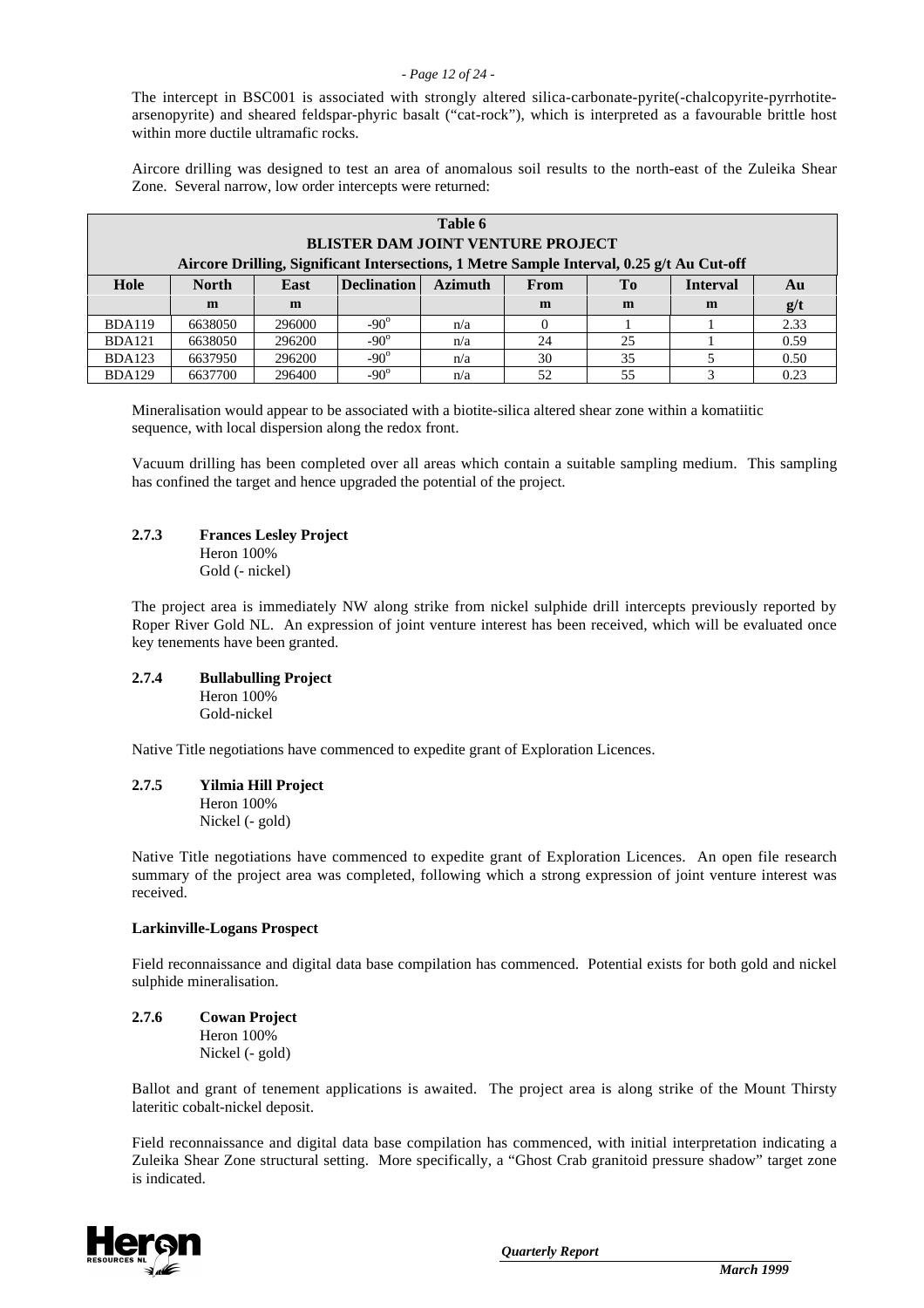The intercept in BSC001 is associated with strongly altered silica-carbonate-pyrite(-chalcopyrite-pyrrhotite-arsenopyrite) and sheared feldspar-phyric basalt ("cat-rock"), which is interpreted as a favourable brittle host within more ductile ultramafic rocks.

Aircore drilling was designed to test an area of anomalous soil results to the north-east of the Zuleika Shear Zone. Several narrow, low order intercepts were returned:

**Table 6**
**BLISTER DAM JOINT VENTURE PROJECT**
**Aircore Drilling, Significant Intersections, 1 Metre Sample Interval, 0.25 g/t Au Cut-off**

| Hole | North | East | Declination | Azimuth | From | To | Interval | Au |
|---|---|---|---|---|---|---|---|---|
| | m | m | | | m | m | m | g/t |
| BDA119 | 6638050 | 296000 | $-90^o$ | n/a | 0 | 1 | 1 | 2.33 |
| BDA121 | 6638050 | 296200 | $-90^o$ | n/a | 24 | 25 | 1 | 0.59 |
| BDA123 | 6637950 | 296200 | $-90^o$ | n/a | 30 | 35 | 5 | 0.50 |
| BDA129 | 6637700 | 296400 | $-90^o$ | n/a | 52 | 55 | 3 | 0.23 |

Mineralisation would appear to be associated with a biotite-silica altered shear zone within a komatiitic sequence, with local dispersion along the redox front.

Vacuum drilling has been completed over all areas which contain a suitable sampling medium. This sampling has confined the target and hence upgraded the potential of the project.

### 2.7.3 Frances Lesley Project

Heron 100%
Gold (- nickel)

The project area is immediately NW along strike from nickel sulphide drill intercepts previously reported by Roper River Gold NL. An expression of joint venture interest has been received, which will be evaluated once key tenements have been granted.

### 2.7.4 Bullabulling Project

Heron 100%
Gold-nickel

Native Title negotiations have commenced to expedite grant of Exploration Licences.

### 2.7.5 Yilmia Hill Project

Heron 100%
Nickel (- gold)

Native Title negotiations have commenced to expedite grant of Exploration Licences. An open file research summary of the project area was completed, following which a strong expression of joint venture interest was received.

**Larkinville-Logans Prospect**

Field reconnaissance and digital data base compilation has commenced. Potential exists for both gold and nickel sulphide mineralisation.

### 2.7.6 Cowan Project

Heron 100%
Nickel (- gold)

Ballot and grant of tenement applications is awaited. The project area is along strike of the Mount Thirsty lateritic cobalt-nickel deposit.

Field reconnaissance and digital data base compilation has commenced, with initial interpretation indicating a Zuleika Shear Zone structural setting. More specifically, a "Ghost Crab granitoid pressure shadow" target zone is indicated.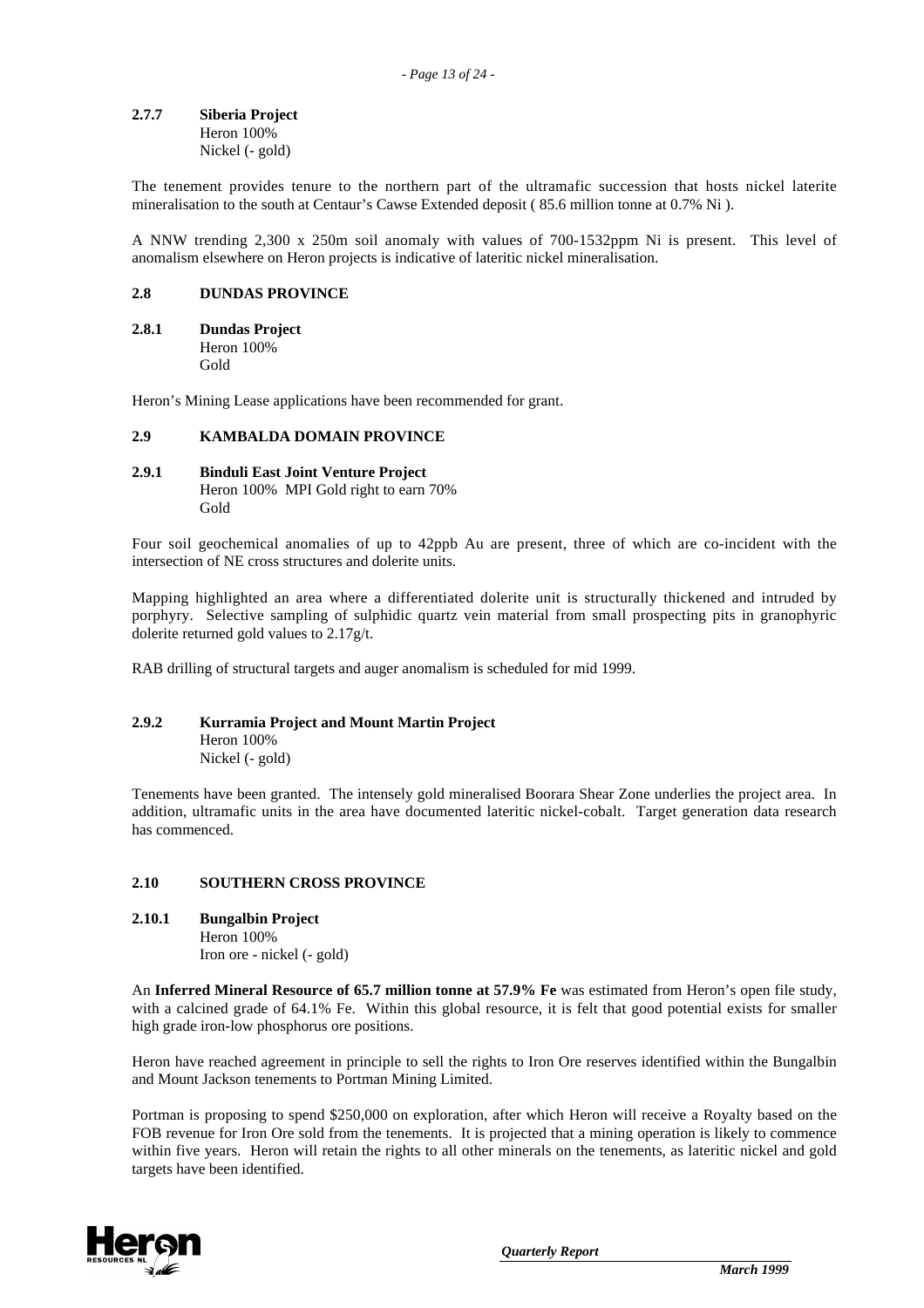#### 2.7.7 Siberia Project

Heron 100%
Nickel (- gold)

The tenement provides tenure to the northern part of the ultramafic succession that hosts nickel laterite mineralisation to the south at Centaur's Cawse Extended deposit ( 85.6 million tonne at 0.7% Ni ).

A NNW trending 2,300 x 250m soil anomaly with values of 700-1532ppm Ni is present. This level of anomalism elsewhere on Heron projects is indicative of lateritic nickel mineralisation.

### 2.8 DUNDAS PROVINCE

#### 2.8.1 Dundas Project

Heron 100%
Gold

Heron's Mining Lease applications have been recommended for grant.

### 2.9 KAMBALDA DOMAIN PROVINCE

#### 2.9.1 Binduli East Joint Venture Project

Heron 100% MPI Gold right to earn 70%
Gold

Four soil geochemical anomalies of up to 42ppb Au are present, three of which are co-incident with the intersection of NE cross structures and dolerite units.

Mapping highlighted an area where a differentiated dolerite unit is structurally thickened and intruded by porphyry. Selective sampling of sulphidic quartz vein material from small prospecting pits in granophyric dolerite returned gold values to 2.17g/t.

RAB drilling of structural targets and auger anomalism is scheduled for mid 1999.

#### 2.9.2 Kurramia Project and Mount Martin Project

Heron 100%
Nickel (- gold)

Tenements have been granted. The intensely gold mineralised Boorara Shear Zone underlies the project area. In addition, ultramafic units in the area have documented lateritic nickel-cobalt. Target generation data research has commenced.

### 2.10 SOUTHERN CROSS PROVINCE

#### 2.10.1 Bungalbin Project

Heron 100%
Iron ore - nickel (- gold)

An **Inferred Mineral Resource of 65.7 million tonne at 57.9% Fe** was estimated from Heron's open file study, with a calcined grade of 64.1% Fe. Within this global resource, it is felt that good potential exists for smaller high grade iron-low phosphorus ore positions.

Heron have reached agreement in principle to sell the rights to Iron Ore reserves identified within the Bungalbin and Mount Jackson tenements to Portman Mining Limited.

Portman is proposing to spend $250,000 on exploration, after which Heron will receive a Royalty based on the FOB revenue for Iron Ore sold from the tenements. It is projected that a mining operation is likely to commence within five years. Heron will retain the rights to all other minerals on the tenements, as lateritic nickel and gold targets have been identified.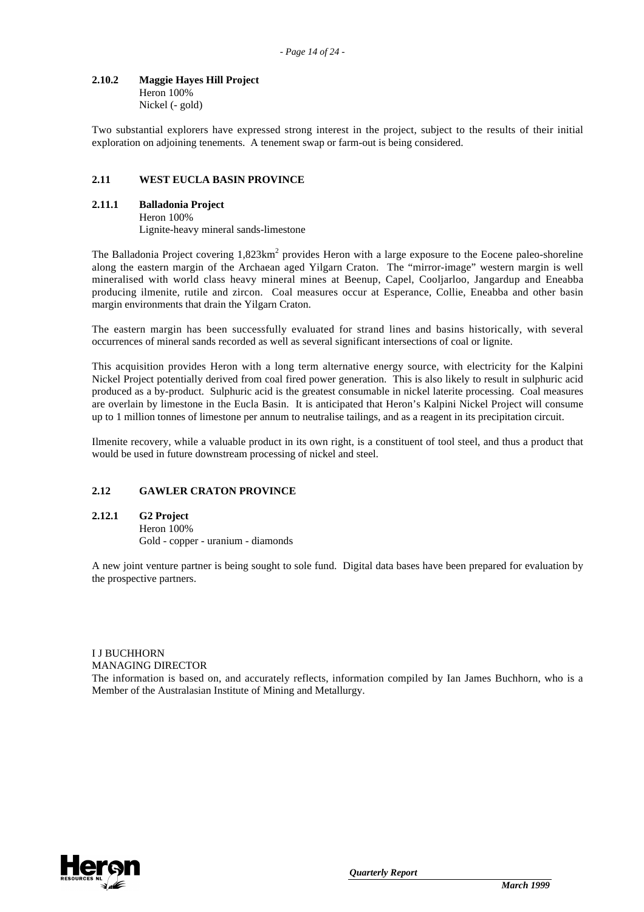### 2.10.2 Maggie Hayes Hill Project

Heron 100%
Nickel (- gold)

Two substantial explorers have expressed strong interest in the project, subject to the results of their initial exploration on adjoining tenements. A tenement swap or farm-out is being considered.

## 2.11 WEST EUCLA BASIN PROVINCE

### 2.11.1 Balladonia Project

Heron 100%
Lignite-heavy mineral sands-limestone

The Balladonia Project covering 1,823km$^2$ provides Heron with a large exposure to the Eocene paleo-shoreline along the eastern margin of the Archaean aged Yilgarn Craton. The "mirror-image" western margin is well mineralised with world class heavy mineral mines at Beenup, Capel, Cooljarloo, Jangardup and Eneabba producing ilmenite, rutile and zircon. Coal measures occur at Esperance, Collie, Eneabba and other basin margin environments that drain the Yilgarn Craton.

The eastern margin has been successfully evaluated for strand lines and basins historically, with several occurrences of mineral sands recorded as well as several significant intersections of coal or lignite.

This acquisition provides Heron with a long term alternative energy source, with electricity for the Kalpini Nickel Project potentially derived from coal fired power generation. This is also likely to result in sulphuric acid produced as a by-product. Sulphuric acid is the greatest consumable in nickel laterite processing. Coal measures are overlain by limestone in the Eucla Basin. It is anticipated that Heron's Kalpini Nickel Project will consume up to 1 million tonnes of limestone per annum to neutralise tailings, and as a reagent in its precipitation circuit.

Ilmenite recovery, while a valuable product in its own right, is a constituent of tool steel, and thus a product that would be used in future downstream processing of nickel and steel.

## 2.12 GAWLER CRATON PROVINCE

### 2.12.1 G2 Project

Heron 100%
Gold - copper - uranium - diamonds

A new joint venture partner is being sought to sole fund. Digital data bases have been prepared for evaluation by the prospective partners.

I J BUCHHORN
MANAGING DIRECTOR
The information is based on, and accurately reflects, information compiled by Ian James Buchhorn, who is a Member of the Australasian Institute of Mining and Metallurgy.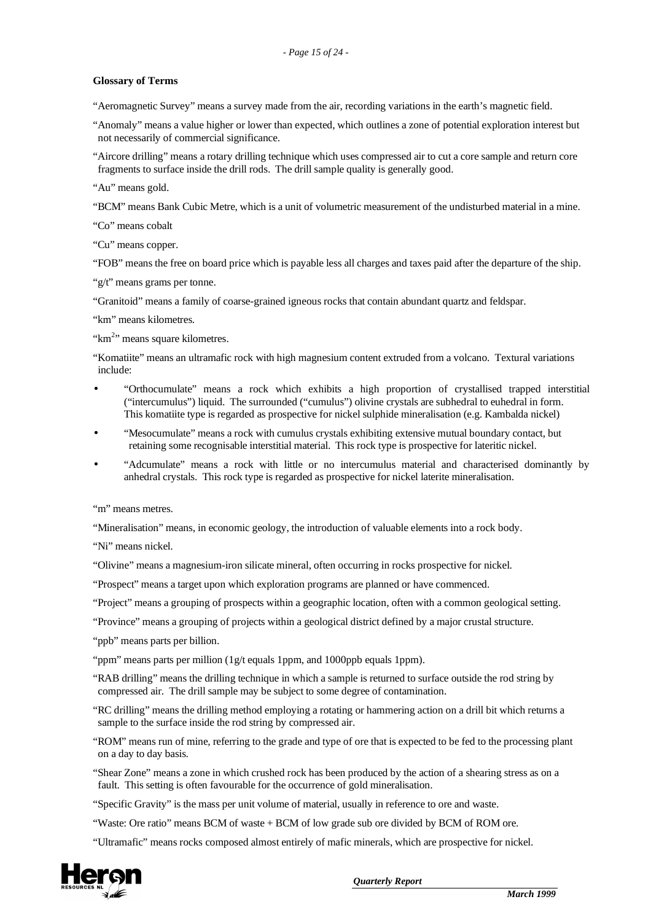**Glossary of Terms**

"Aeromagnetic Survey" means a survey made from the air, recording variations in the earth's magnetic field.

"Anomaly" means a value higher or lower than expected, which outlines a zone of potential exploration interest but not necessarily of commercial significance.

"Aircore drilling" means a rotary drilling technique which uses compressed air to cut a core sample and return core fragments to surface inside the drill rods. The drill sample quality is generally good.

"Au" means gold.

"BCM" means Bank Cubic Metre, which is a unit of volumetric measurement of the undisturbed material in a mine.

"Co" means cobalt

"Cu" means copper.

"FOB" means the free on board price which is payable less all charges and taxes paid after the departure of the ship.

"g/t" means grams per tonne.

"Granitoid" means a family of coarse-grained igneous rocks that contain abundant quartz and feldspar.

"km" means kilometres.

"$km^2$" means square kilometres.

"Komatiite" means an ultramafic rock with high magnesium content extruded from a volcano. Textural variations include:

- "Orthocumulate" means a rock which exhibits a high proportion of crystallised trapped interstitial ("intercumulus") liquid. The surrounded ("cumulus") olivine crystals are subhedral to euhedral in form. This komatiite type is regarded as prospective for nickel sulphide mineralisation (e.g. Kambalda nickel)
- "Mesocumulate" means a rock with cumulus crystals exhibiting extensive mutual boundary contact, but retaining some recognisable interstitial material. This rock type is prospective for lateritic nickel.
- "Adcumulate" means a rock with little or no intercumulus material and characterised dominantly by anhedral crystals. This rock type is regarded as prospective for nickel laterite mineralisation.

"m" means metres.

"Mineralisation" means, in economic geology, the introduction of valuable elements into a rock body.

"Ni" means nickel.

"Olivine" means a magnesium-iron silicate mineral, often occurring in rocks prospective for nickel.

"Prospect" means a target upon which exploration programs are planned or have commenced.

"Project" means a grouping of prospects within a geographic location, often with a common geological setting.

"Province" means a grouping of projects within a geological district defined by a major crustal structure.

"ppb" means parts per billion.

"ppm" means parts per million (1g/t equals 1ppm, and 1000ppb equals 1ppm).

"RAB drilling" means the drilling technique in which a sample is returned to surface outside the rod string by compressed air. The drill sample may be subject to some degree of contamination.

"RC drilling" means the drilling method employing a rotating or hammering action on a drill bit which returns a sample to the surface inside the rod string by compressed air.

"ROM" means run of mine, referring to the grade and type of ore that is expected to be fed to the processing plant on a day to day basis.

"Shear Zone" means a zone in which crushed rock has been produced by the action of a shearing stress as on a fault. This setting is often favourable for the occurrence of gold mineralisation.

"Specific Gravity" is the mass per unit volume of material, usually in reference to ore and waste.

"Waste: Ore ratio" means BCM of waste + BCM of low grade sub ore divided by BCM of ROM ore.

"Ultramafic" means rocks composed almost entirely of mafic minerals, which are prospective for nickel.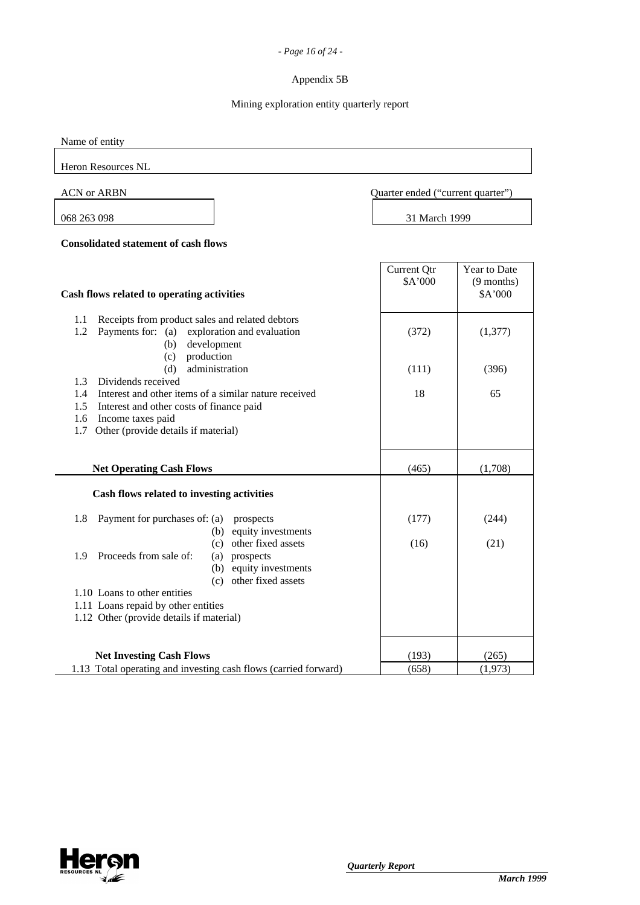Appendix 5B

Mining exploration entity quarterly report

| Name of entity | |
|---|---|
| Heron Resources NL | |

| ACN or ARBN | Quarter ended ("current quarter") |
|---|---|
| 068 263 098 | 31 March 1999 |

**Consolidated statement of cash flows**

| **Cash flows related to operating activities** | Current Qtr $A'000 | Year to Date (9 months) $A'000 |
|---|---|---|
| 1.1 Receipts from product sales and related debtors | | |
| 1.2 Payments for: (a) exploration and evaluation | (372) | (1,377) |
| (b) development | | |
| (c) production | | |
| (d) administration | (111) | (396) |
| 1.3 Dividends received | | |
| 1.4 Interest and other items of a similar nature received | 18 | 65 |
| 1.5 Interest and other costs of finance paid | | |
| 1.6 Income taxes paid | | |
| 1.7 Other (provide details if material) | | |
| **Net Operating Cash Flows** | (465) | (1,708) |
| **Cash flows related to investing activities** | | |
| 1.8 Payment for purchases of: (a) prospects | (177) | (244) |
| (b) equity investments | | |
| (c) other fixed assets | (16) | (21) |
| 1.9 Proceeds from sale of: (a) prospects | | |
| (b) equity investments | | |
| (c) other fixed assets | | |
| 1.10 Loans to other entities | | |
| 1.11 Loans repaid by other entities | | |
| 1.12 Other (provide details if material) | | |
| **Net Investing Cash Flows** | (193) | (265) |
| 1.13 Total operating and investing cash flows (carried forward) | (658) | (1,973) |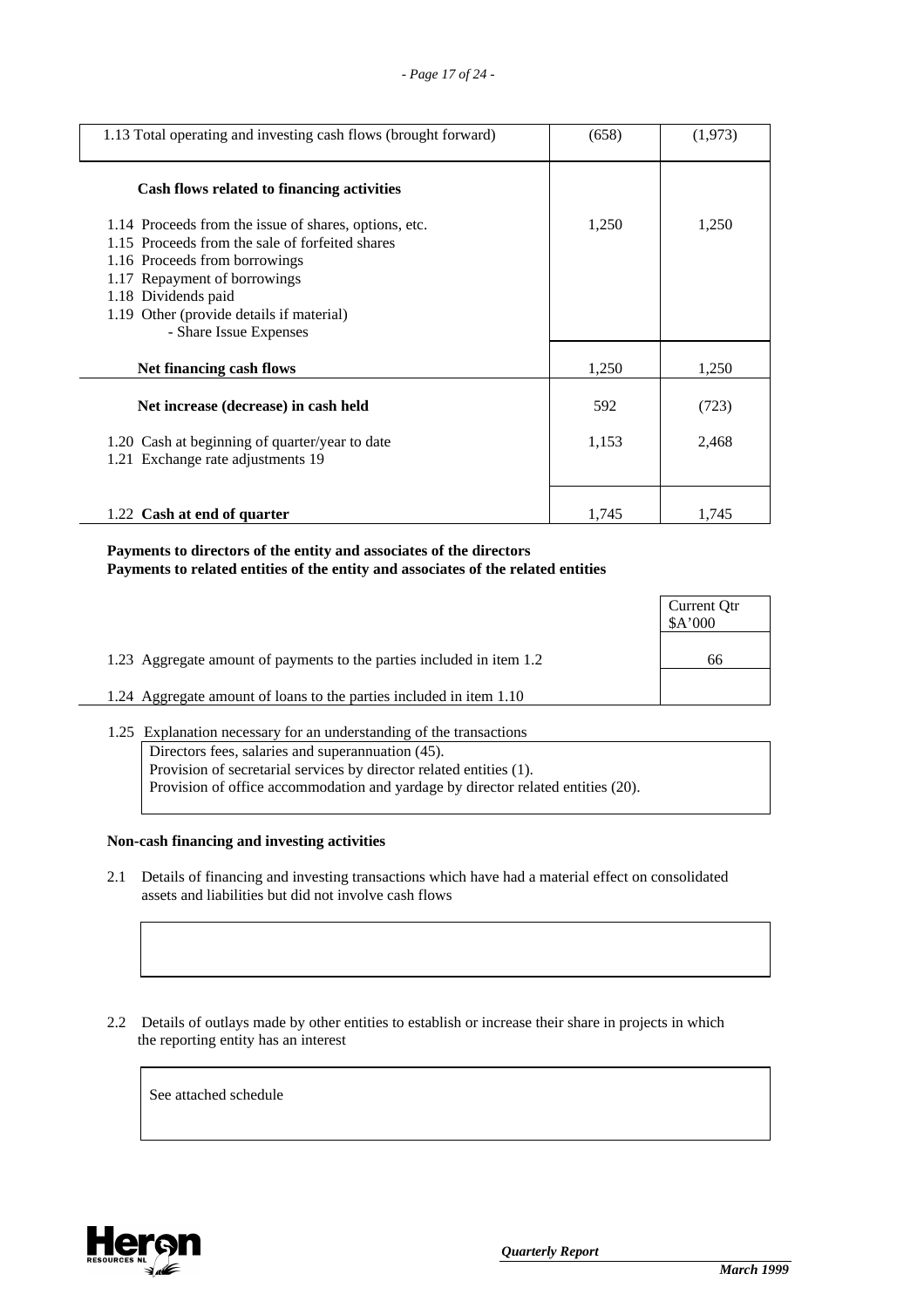| | | |
|---|---|---|
| 1.13 Total operating and investing cash flows (brought forward) | (658) | (1,973) |
| **Cash flows related to financing activities** | | |
| 1.14 Proceeds from the issue of shares, options, etc. | 1,250 | 1,250 |
| 1.15 Proceeds from the sale of forfeited shares | | |
| 1.16 Proceeds from borrowings | | |
| 1.17 Repayment of borrowings | | |
| 1.18 Dividends paid | | |
| 1.19 Other (provide details if material) - Share Issue Expenses | | |
| **Net financing cash flows** | 1,250 | 1,250 |
| **Net increase (decrease) in cash held** | 592 | (723) |
| 1.20 Cash at beginning of quarter/year to date | 1,153 | 2,468 |
| 1.21 Exchange rate adjustments 19 | | |
| 1.22 **Cash at end of quarter** | 1,745 | 1,745 |

**Payments to directors of the entity and associates of the directors**
**Payments to related entities of the entity and associates of the related entities**

| | Current Qtr $A'000 |
|---|---|
| 1.23 Aggregate amount of payments to the parties included in item 1.2 | 66 |
| 1.24 Aggregate amount of loans to the parties included in item 1.10 | |

1.25 Explanation necessary for an understanding of the transactions

Directors fees, salaries and superannuation (45).
Provision of secretarial services by director related entities (1).
Provision of office accommodation and yardage by director related entities (20).

**Non-cash financing and investing activities**

2.1 Details of financing and investing transactions which have had a material effect on consolidated assets and liabilities but did not involve cash flows

2.2 Details of outlays made by other entities to establish or increase their share in projects in which the reporting entity has an interest

See attached schedule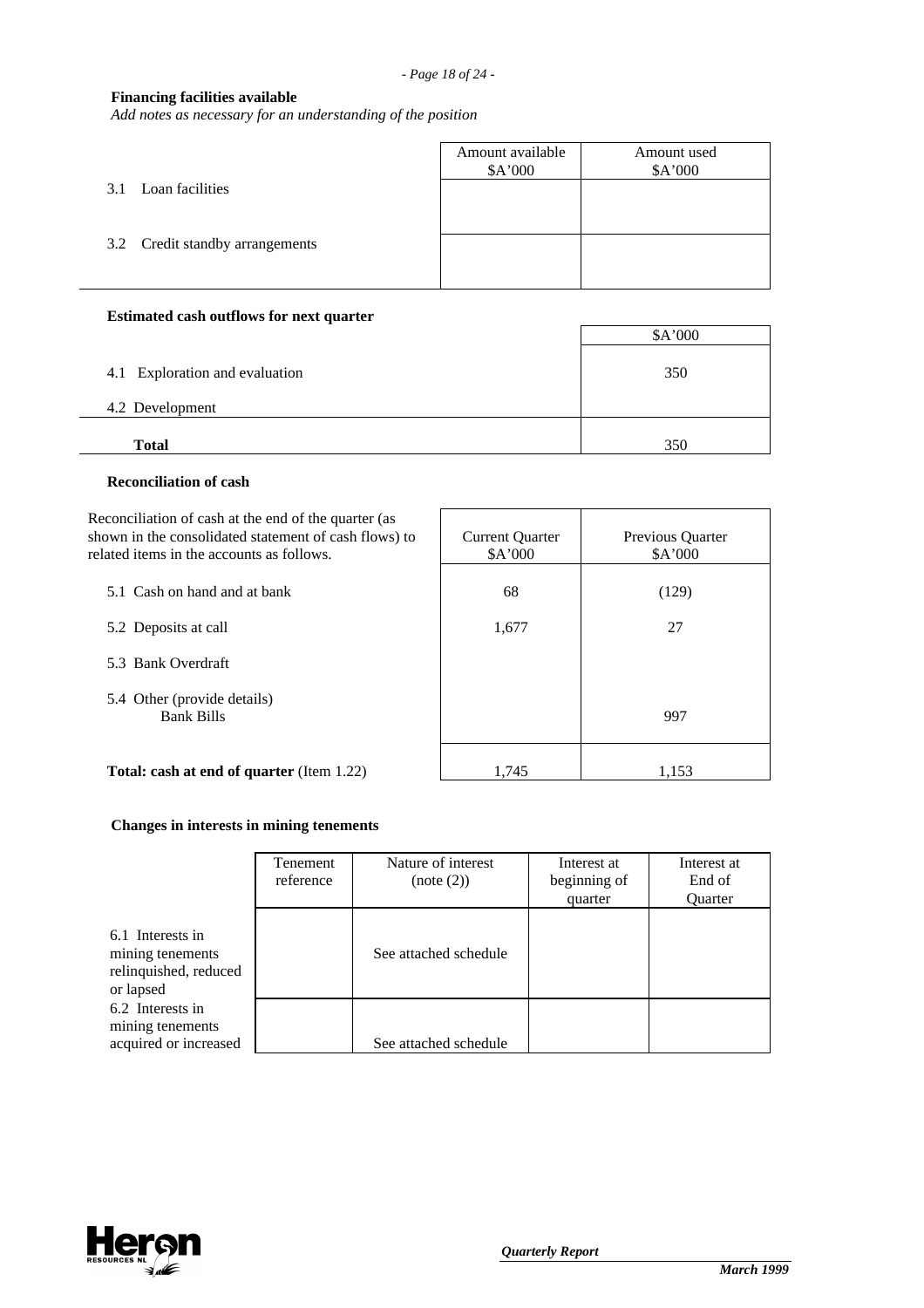**Financing facilities available**

*Add notes as necessary for an understanding of the position*

| | Amount available $A'000 | Amount used $A'000 |
|---|---|---|
| 3.1 Loan facilities | | |
| 3.2 Credit standby arrangements | | |

**Estimated cash outflows for next quarter**

| | $A'000 |
|---|---|
| 4.1 Exploration and evaluation | 350 |
| 4.2 Development | |
| **Total** | 350 |

**Reconciliation of cash**

| Reconciliation of cash at the end of the quarter (as shown in the consolidated statement of cash flows) to related items in the accounts as follows. | Current Quarter $A'000 | Previous Quarter $A'000 |
|---|---|---|
| 5.1 Cash on hand and at bank | 68 | (129) |
| 5.2 Deposits at call | 1,677 | 27 |
| 5.3 Bank Overdraft | | |
| 5.4 Other (provide details) Bank Bills | | 997 |
| **Total: cash at end of quarter** (Item 1.22) | 1,745 | 1,153 |

**Changes in interests in mining tenements**

| | Tenement reference | Nature of interest (note (2)) | Interest at beginning of quarter | Interest at End of Quarter |
|---|---|---|---|---|
| 6.1 Interests in mining tenements relinquished, reduced or lapsed | | See attached schedule | | |
| 6.2 Interests in mining tenements acquired or increased | | See attached schedule | | |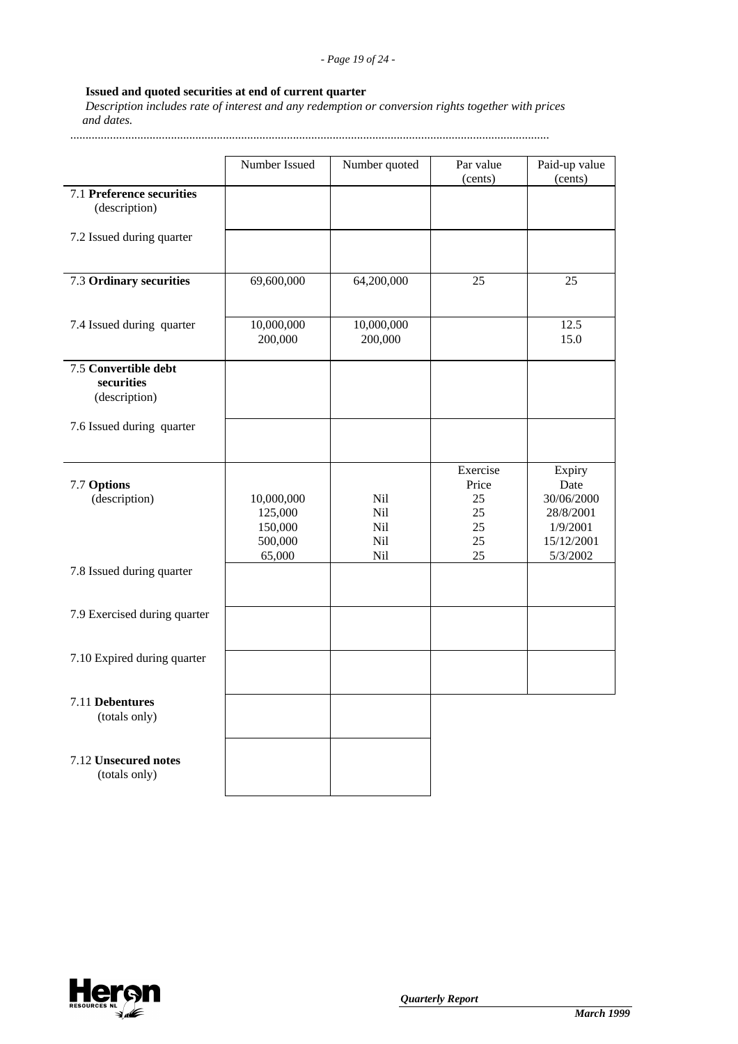**Issued and quoted securities at end of current quarter**

*Description includes rate of interest and any redemption or conversion rights together with prices and dates.*

| | Number Issued | Number quoted | Par value (cents) | Paid-up value (cents) |
|---|---|---|---|---|
| 7.1 **Preference securities** (description) | | | | |
| 7.2 Issued during quarter | | | | |
| 7.3 **Ordinary securities** | 69,600,000 | 64,200,000 | 25 | 25 |
| 7.4 Issued during quarter | 10,000,000<br>200,000 | 10,000,000<br>200,000 | | 12.5<br>15.0 |
| 7.5 **Convertible debt securities** (description) | | | | |
| 7.6 Issued during quarter | | | | |
| 7.7 **Options** (description) | 10,000,000<br>125,000<br>150,000<br>500,000<br>65,000 | Nil<br>Nil<br>Nil<br>Nil<br>Nil | Exercise Price<br>25<br>25<br>25<br>25<br>25 | Expiry Date<br>30/06/2000<br>28/8/2001<br>1/9/2001<br>15/12/2001<br>5/3/2002 |
| 7.8 Issued during quarter | | | | |
| 7.9 Exercised during quarter | | | | |
| 7.10 Expired during quarter | | | | |
| 7.11 **Debentures** (totals only) | | | | |
| 7.12 **Unsecured notes** (totals only) | | | | |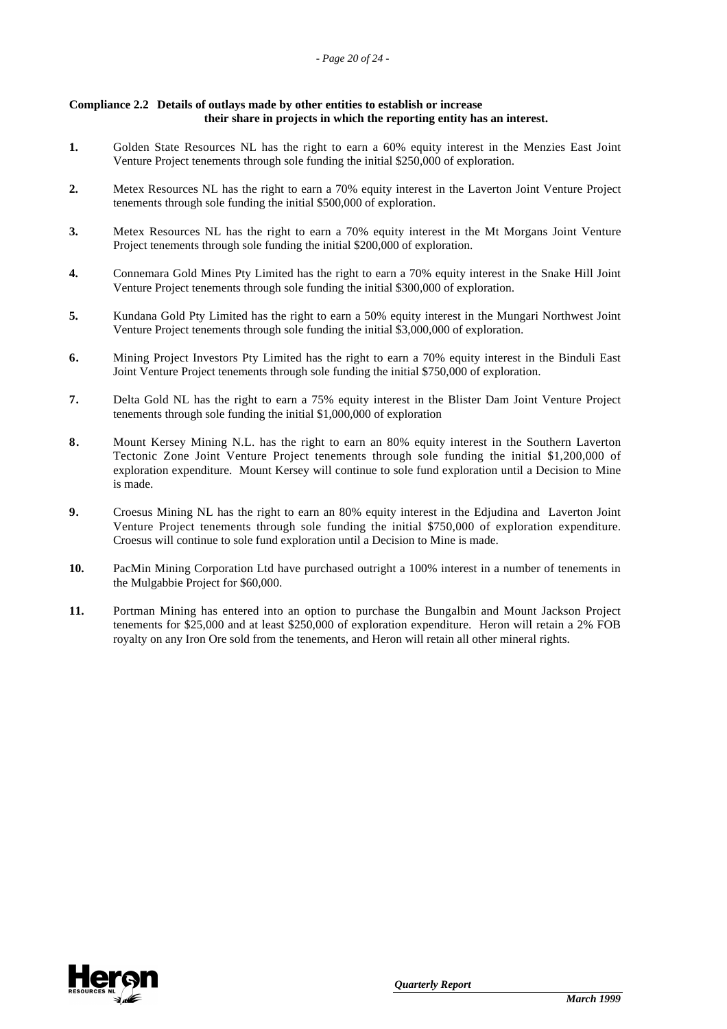**Compliance 2.2 Details of outlays made by other entities to establish or increase their share in projects in which the reporting entity has an interest.**

**1.** Golden State Resources NL has the right to earn a 60% equity interest in the Menzies East Joint Venture Project tenements through sole funding the initial $250,000 of exploration.

**2.** Metex Resources NL has the right to earn a 70% equity interest in the Laverton Joint Venture Project tenements through sole funding the initial $500,000 of exploration.

**3.** Metex Resources NL has the right to earn a 70% equity interest in the Mt Morgans Joint Venture Project tenements through sole funding the initial $200,000 of exploration.

**4.** Connemara Gold Mines Pty Limited has the right to earn a 70% equity interest in the Snake Hill Joint Venture Project tenements through sole funding the initial $300,000 of exploration.

**5.** Kundana Gold Pty Limited has the right to earn a 50% equity interest in the Mungari Northwest Joint Venture Project tenements through sole funding the initial $3,000,000 of exploration.

**6.** Mining Project Investors Pty Limited has the right to earn a 70% equity interest in the Binduli East Joint Venture Project tenements through sole funding the initial $750,000 of exploration.

**7.** Delta Gold NL has the right to earn a 75% equity interest in the Blister Dam Joint Venture Project tenements through sole funding the initial $1,000,000 of exploration

**8.** Mount Kersey Mining N.L. has the right to earn an 80% equity interest in the Southern Laverton Tectonic Zone Joint Venture Project tenements through sole funding the initial $1,200,000 of exploration expenditure. Mount Kersey will continue to sole fund exploration until a Decision to Mine is made.

**9.** Croesus Mining NL has the right to earn an 80% equity interest in the Edjudina and Laverton Joint Venture Project tenements through sole funding the initial $750,000 of exploration expenditure. Croesus will continue to sole fund exploration until a Decision to Mine is made.

**10.** PacMin Mining Corporation Ltd have purchased outright a 100% interest in a number of tenements in the Mulgabbie Project for $60,000.

**11.** Portman Mining has entered into an option to purchase the Bungalbin and Mount Jackson Project tenements for $25,000 and at least $250,000 of exploration expenditure. Heron will retain a 2% FOB royalty on any Iron Ore sold from the tenements, and Heron will retain all other mineral rights.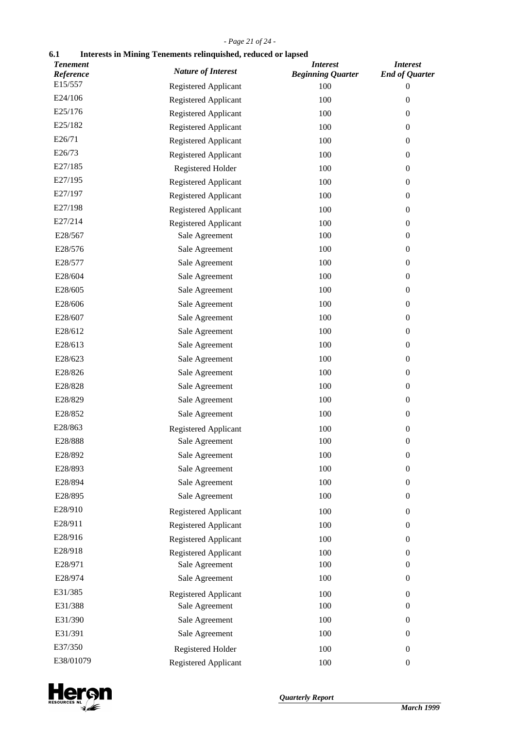### 6.1 Interests in Mining Tenements relinquished, reduced or lapsed

| *Tenement Reference* | *Nature of Interest* | *Interest Beginning Quarter* | *Interest End of Quarter* |
|---|---|---|---|
| E15/557 | Registered Applicant | 100 | 0 |
| E24/106 | Registered Applicant | 100 | 0 |
| E25/176 | Registered Applicant | 100 | 0 |
| E25/182 | Registered Applicant | 100 | 0 |
| E26/71 | Registered Applicant | 100 | 0 |
| E26/73 | Registered Applicant | 100 | 0 |
| E27/185 | Registered Holder | 100 | 0 |
| E27/195 | Registered Applicant | 100 | 0 |
| E27/197 | Registered Applicant | 100 | 0 |
| E27/198 | Registered Applicant | 100 | 0 |
| E27/214 | Registered Applicant | 100 | 0 |
| E28/567 | Sale Agreement | 100 | 0 |
| E28/576 | Sale Agreement | 100 | 0 |
| E28/577 | Sale Agreement | 100 | 0 |
| E28/604 | Sale Agreement | 100 | 0 |
| E28/605 | Sale Agreement | 100 | 0 |
| E28/606 | Sale Agreement | 100 | 0 |
| E28/607 | Sale Agreement | 100 | 0 |
| E28/612 | Sale Agreement | 100 | 0 |
| E28/613 | Sale Agreement | 100 | 0 |
| E28/623 | Sale Agreement | 100 | 0 |
| E28/826 | Sale Agreement | 100 | 0 |
| E28/828 | Sale Agreement | 100 | 0 |
| E28/829 | Sale Agreement | 100 | 0 |
| E28/852 | Sale Agreement | 100 | 0 |
| E28/863 | Registered Applicant | 100 | 0 |
| E28/888 | Sale Agreement | 100 | 0 |
| E28/892 | Sale Agreement | 100 | 0 |
| E28/893 | Sale Agreement | 100 | 0 |
| E28/894 | Sale Agreement | 100 | 0 |
| E28/895 | Sale Agreement | 100 | 0 |
| E28/910 | Registered Applicant | 100 | 0 |
| E28/911 | Registered Applicant | 100 | 0 |
| E28/916 | Registered Applicant | 100 | 0 |
| E28/918 | Registered Applicant | 100 | 0 |
| E28/971 | Sale Agreement | 100 | 0 |
| E28/974 | Sale Agreement | 100 | 0 |
| E31/385 | Registered Applicant | 100 | 0 |
| E31/388 | Sale Agreement | 100 | 0 |
| E31/390 | Sale Agreement | 100 | 0 |
| E31/391 | Sale Agreement | 100 | 0 |
| E37/350 | Registered Holder | 100 | 0 |
| E38/01079 | Registered Applicant | 100 | 0 |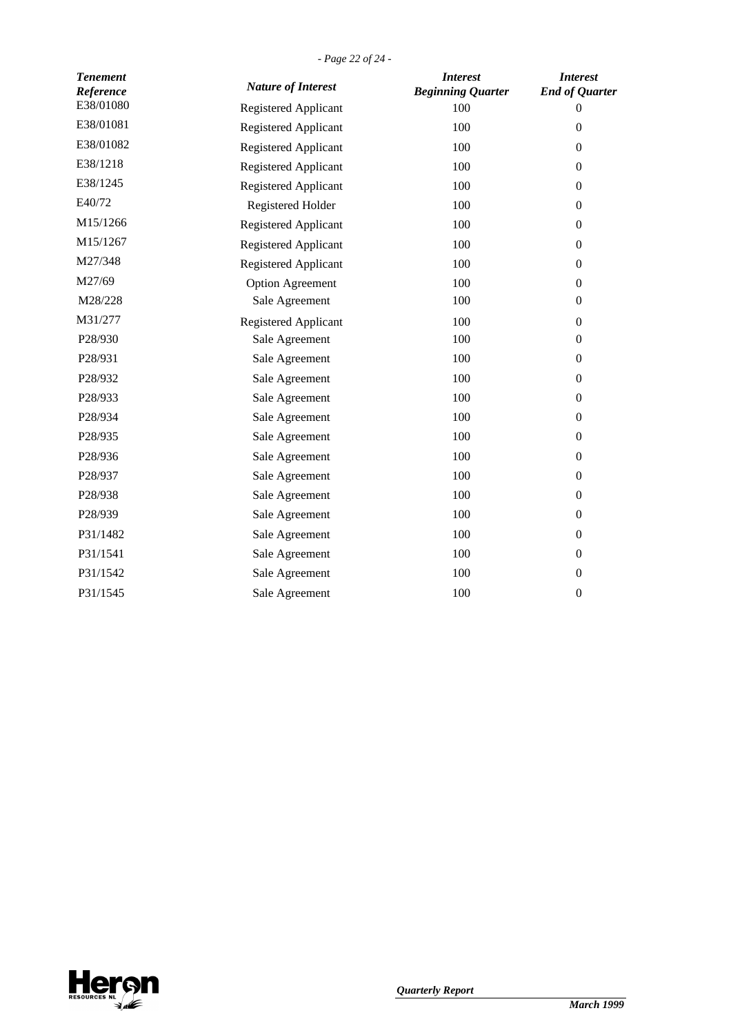| Tenement Reference | Nature of Interest | Interest Beginning Quarter | Interest End of Quarter |
|---|---|---|---|
| E38/01080 | Registered Applicant | 100 | 0 |
| E38/01081 | Registered Applicant | 100 | 0 |
| E38/01082 | Registered Applicant | 100 | 0 |
| E38/1218 | Registered Applicant | 100 | 0 |
| E38/1245 | Registered Applicant | 100 | 0 |
| E40/72 | Registered Holder | 100 | 0 |
| M15/1266 | Registered Applicant | 100 | 0 |
| M15/1267 | Registered Applicant | 100 | 0 |
| M27/348 | Registered Applicant | 100 | 0 |
| M27/69 | Option Agreement | 100 | 0 |
| M28/228 | Sale Agreement | 100 | 0 |
| M31/277 | Registered Applicant | 100 | 0 |
| P28/930 | Sale Agreement | 100 | 0 |
| P28/931 | Sale Agreement | 100 | 0 |
| P28/932 | Sale Agreement | 100 | 0 |
| P28/933 | Sale Agreement | 100 | 0 |
| P28/934 | Sale Agreement | 100 | 0 |
| P28/935 | Sale Agreement | 100 | 0 |
| P28/936 | Sale Agreement | 100 | 0 |
| P28/937 | Sale Agreement | 100 | 0 |
| P28/938 | Sale Agreement | 100 | 0 |
| P28/939 | Sale Agreement | 100 | 0 |
| P31/1482 | Sale Agreement | 100 | 0 |
| P31/1541 | Sale Agreement | 100 | 0 |
| P31/1542 | Sale Agreement | 100 | 0 |
| P31/1545 | Sale Agreement | 100 | 0 |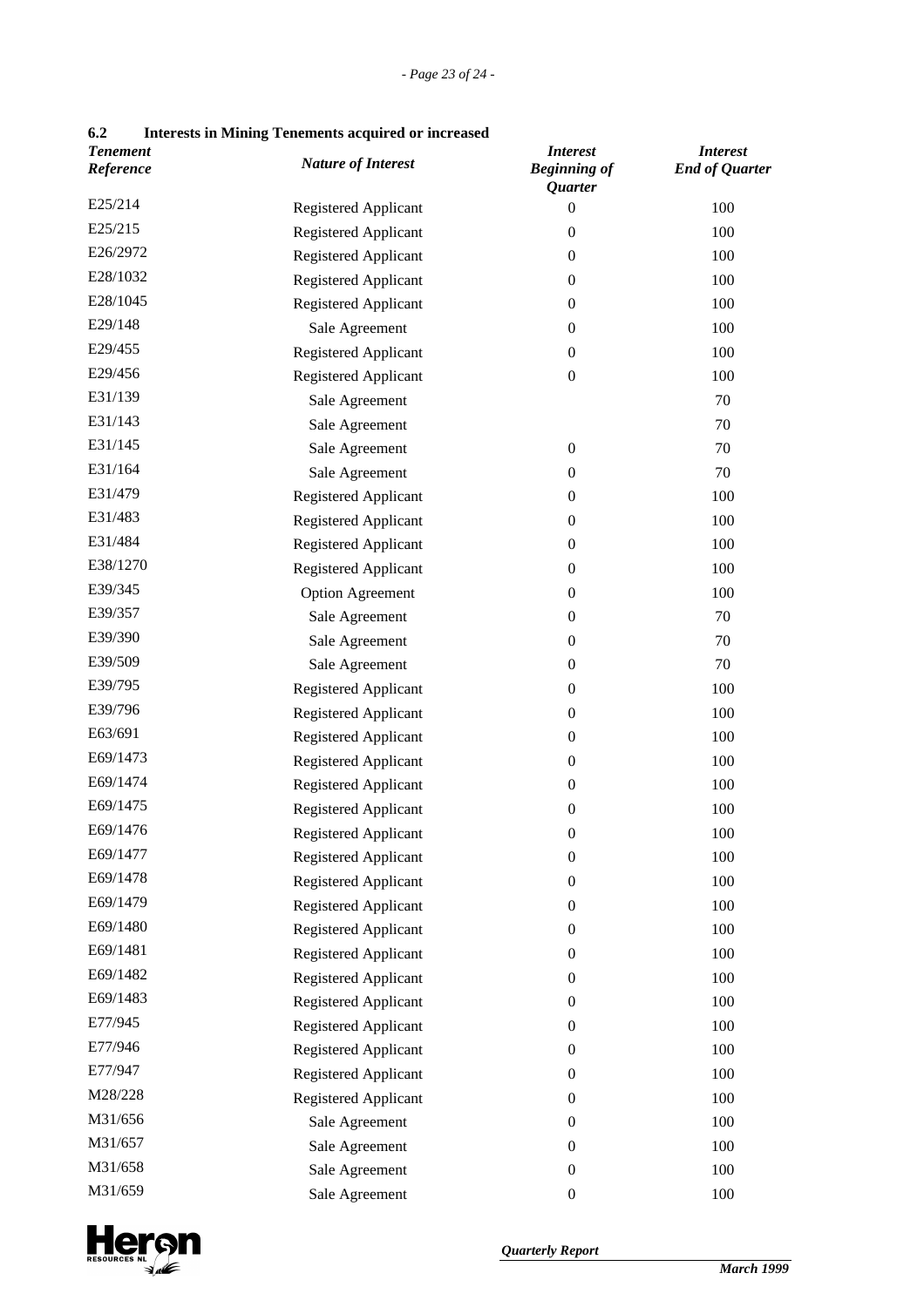### 6.2 Interests in Mining Tenements acquired or increased

| *Tenement Reference* | *Nature of Interest* | *Interest Beginning of Quarter* | *Interest End of Quarter* |
|---|---|---|---|
| E25/214 | Registered Applicant | 0 | 100 |
| E25/215 | Registered Applicant | 0 | 100 |
| E26/2972 | Registered Applicant | 0 | 100 |
| E28/1032 | Registered Applicant | 0 | 100 |
| E28/1045 | Registered Applicant | 0 | 100 |
| E29/148 | Sale Agreement | 0 | 100 |
| E29/455 | Registered Applicant | 0 | 100 |
| E29/456 | Registered Applicant | 0 | 100 |
| E31/139 | Sale Agreement | | 70 |
| E31/143 | Sale Agreement | | 70 |
| E31/145 | Sale Agreement | 0 | 70 |
| E31/164 | Sale Agreement | 0 | 70 |
| E31/479 | Registered Applicant | 0 | 100 |
| E31/483 | Registered Applicant | 0 | 100 |
| E31/484 | Registered Applicant | 0 | 100 |
| E38/1270 | Registered Applicant | 0 | 100 |
| E39/345 | Option Agreement | 0 | 100 |
| E39/357 | Sale Agreement | 0 | 70 |
| E39/390 | Sale Agreement | 0 | 70 |
| E39/509 | Sale Agreement | 0 | 70 |
| E39/795 | Registered Applicant | 0 | 100 |
| E39/796 | Registered Applicant | 0 | 100 |
| E63/691 | Registered Applicant | 0 | 100 |
| E69/1473 | Registered Applicant | 0 | 100 |
| E69/1474 | Registered Applicant | 0 | 100 |
| E69/1475 | Registered Applicant | 0 | 100 |
| E69/1476 | Registered Applicant | 0 | 100 |
| E69/1477 | Registered Applicant | 0 | 100 |
| E69/1478 | Registered Applicant | 0 | 100 |
| E69/1479 | Registered Applicant | 0 | 100 |
| E69/1480 | Registered Applicant | 0 | 100 |
| E69/1481 | Registered Applicant | 0 | 100 |
| E69/1482 | Registered Applicant | 0 | 100 |
| E69/1483 | Registered Applicant | 0 | 100 |
| E77/945 | Registered Applicant | 0 | 100 |
| E77/946 | Registered Applicant | 0 | 100 |
| E77/947 | Registered Applicant | 0 | 100 |
| M28/228 | Registered Applicant | 0 | 100 |
| M31/656 | Sale Agreement | 0 | 100 |
| M31/657 | Sale Agreement | 0 | 100 |
| M31/658 | Sale Agreement | 0 | 100 |
| M31/659 | Sale Agreement | 0 | 100 |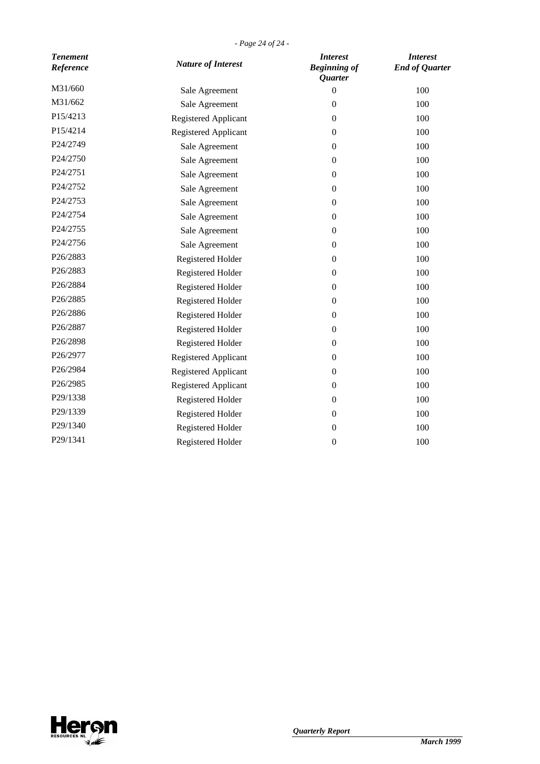| *Tenement Reference* | *Nature of Interest* | *Interest Beginning of Quarter* | *Interest End of Quarter* |
|---|---|---|---|
| M31/660 | Sale Agreement | 0 | 100 |
| M31/662 | Sale Agreement | 0 | 100 |
| P15/4213 | Registered Applicant | 0 | 100 |
| P15/4214 | Registered Applicant | 0 | 100 |
| P24/2749 | Sale Agreement | 0 | 100 |
| P24/2750 | Sale Agreement | 0 | 100 |
| P24/2751 | Sale Agreement | 0 | 100 |
| P24/2752 | Sale Agreement | 0 | 100 |
| P24/2753 | Sale Agreement | 0 | 100 |
| P24/2754 | Sale Agreement | 0 | 100 |
| P24/2755 | Sale Agreement | 0 | 100 |
| P24/2756 | Sale Agreement | 0 | 100 |
| P26/2883 | Registered Holder | 0 | 100 |
| P26/2883 | Registered Holder | 0 | 100 |
| P26/2884 | Registered Holder | 0 | 100 |
| P26/2885 | Registered Holder | 0 | 100 |
| P26/2886 | Registered Holder | 0 | 100 |
| P26/2887 | Registered Holder | 0 | 100 |
| P26/2898 | Registered Holder | 0 | 100 |
| P26/2977 | Registered Applicant | 0 | 100 |
| P26/2984 | Registered Applicant | 0 | 100 |
| P26/2985 | Registered Applicant | 0 | 100 |
| P29/1338 | Registered Holder | 0 | 100 |
| P29/1339 | Registered Holder | 0 | 100 |
| P29/1340 | Registered Holder | 0 | 100 |
| P29/1341 | Registered Holder | 0 | 100 |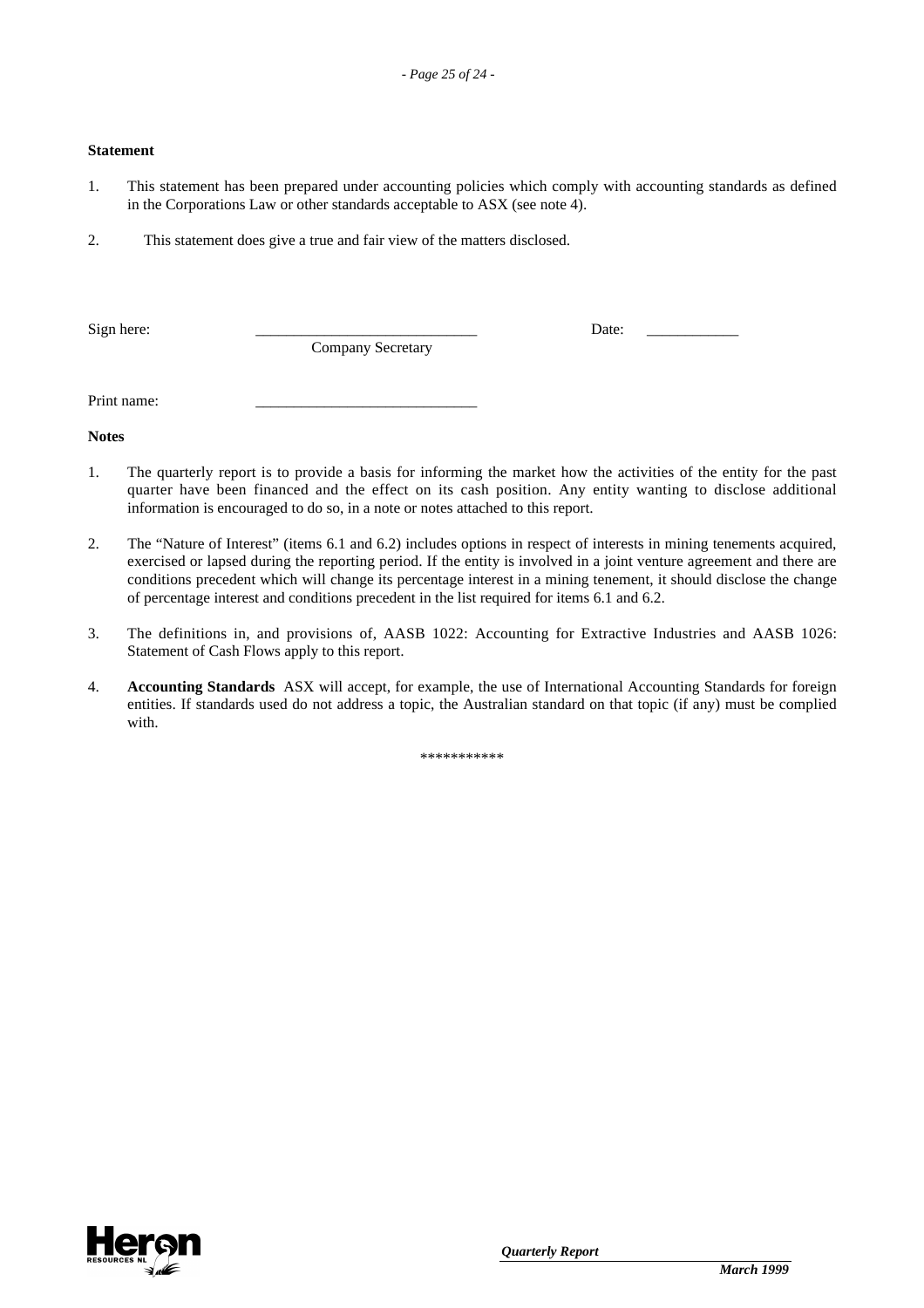**Statement**

1. This statement has been prepared under accounting policies which comply with accounting standards as defined in the Corporations Law or other standards acceptable to ASX (see note 4).

2. This statement does give a true and fair view of the matters disclosed.

Sign here: _____________________________ Date: ____________
Company Secretary

Print name: _____________________________

**Notes**

1. The quarterly report is to provide a basis for informing the market how the activities of the entity for the past quarter have been financed and the effect on its cash position. Any entity wanting to disclose additional information is encouraged to do so, in a note or notes attached to this report.

2. The "Nature of Interest" (items 6.1 and 6.2) includes options in respect of interests in mining tenements acquired, exercised or lapsed during the reporting period. If the entity is involved in a joint venture agreement and there are conditions precedent which will change its percentage interest in a mining tenement, it should disclose the change of percentage interest and conditions precedent in the list required for items 6.1 and 6.2.

3. The definitions in, and provisions of, AASB 1022: Accounting for Extractive Industries and AASB 1026: Statement of Cash Flows apply to this report.

4. **Accounting Standards** ASX will accept, for example, the use of International Accounting Standards for foreign entities. If standards used do not address a topic, the Australian standard on that topic (if any) must be complied with.

***********